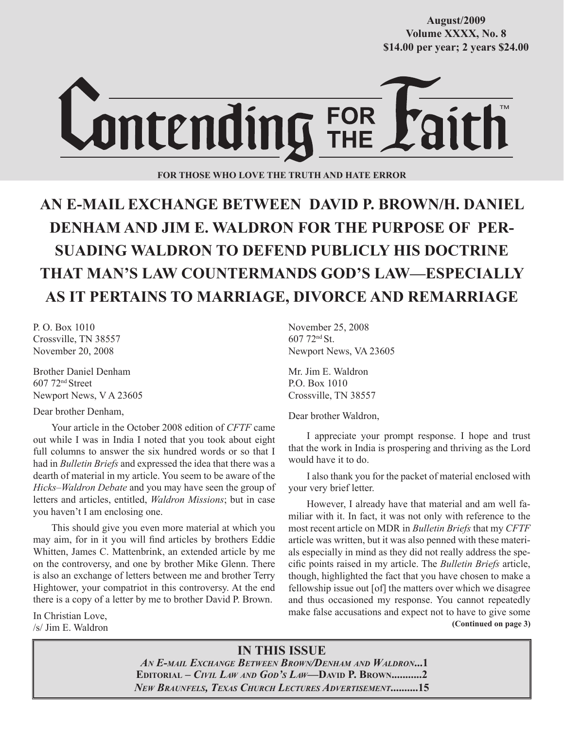August/2009
Volume XXXX, No. 8
$14.00 per year; 2 years $24.00

# Contending FOR THE Faith™

**FOR THOSE WHO LOVE THE TRUTH AND HATE ERROR**

## AN E-MAIL EXCHANGE BETWEEN DAVID P. BROWN/H. DANIEL DENHAM AND JIM E. WALDRON FOR THE PURPOSE OF PERSUADING WALDRON TO DEFEND PUBLICLY HIS DOCTRINE THAT MAN'S LAW COUNTERMANDS GOD'S LAW—ESPECIALLY AS IT PERTAINS TO MARRIAGE, DIVORCE AND REMARRIAGE

P. O. Box 1010
Crossville, TN 38557
November 20, 2008

Brother Daniel Denham
607 72nd Street
Newport News, V A 23605

Dear brother Denham,

Your article in the October 2008 edition of *CFTF* came out while I was in India I noted that you took about eight full columns to answer the six hundred words or so that I had in *Bulletin Briefs* and expressed the idea that there was a dearth of material in my article. You seem to be aware of the *Hicks–Waldron Debate* and you may have seen the group of letters and articles, entitled, *Waldron Missions*; but in case you haven't I am enclosing one.

This should give you even more material at which you may aim, for in it you will find articles by brothers Eddie Whitten, James C. Mattenbrink, an extended article by me on the controversy, and one by brother Mike Glenn. There is also an exchange of letters between me and brother Terry Hightower, your compatriot in this controversy. At the end there is a copy of a letter by me to brother David P. Brown.

In Christian Love,
/s/ Jim E. Waldron

November 25, 2008
607 72nd St.
Newport News, VA 23605

Mr. Jim E. Waldron
P.O. Box 1010
Crossville, TN 38557

Dear brother Waldron,

I appreciate your prompt response. I hope and trust that the work in India is prospering and thriving as the Lord would have it to do.

I also thank you for the packet of material enclosed with your very brief letter.

However, I already have that material and am well familiar with it. In fact, it was not only with reference to the most recent article on MDR in *Bulletin Briefs* that my *CFTF* article was written, but it was also penned with these materials especially in mind as they did not really address the specific points raised in my article. The *Bulletin Briefs* article, though, highlighted the fact that you have chosen to make a fellowship issue out [of] the matters over which we disagree and thus occasioned my response. You cannot repeatedly make false accusations and expect not to have to give some

**(Continued on page 3)**

**IN THIS ISSUE**

*An E-mail Exchange Between Brown/Denham and Waldron*...1
Editorial – *Civil Law and God's Law*—David P. Brown...........2
*New Braunfels, Texas Church Lectures Advertisement*..........15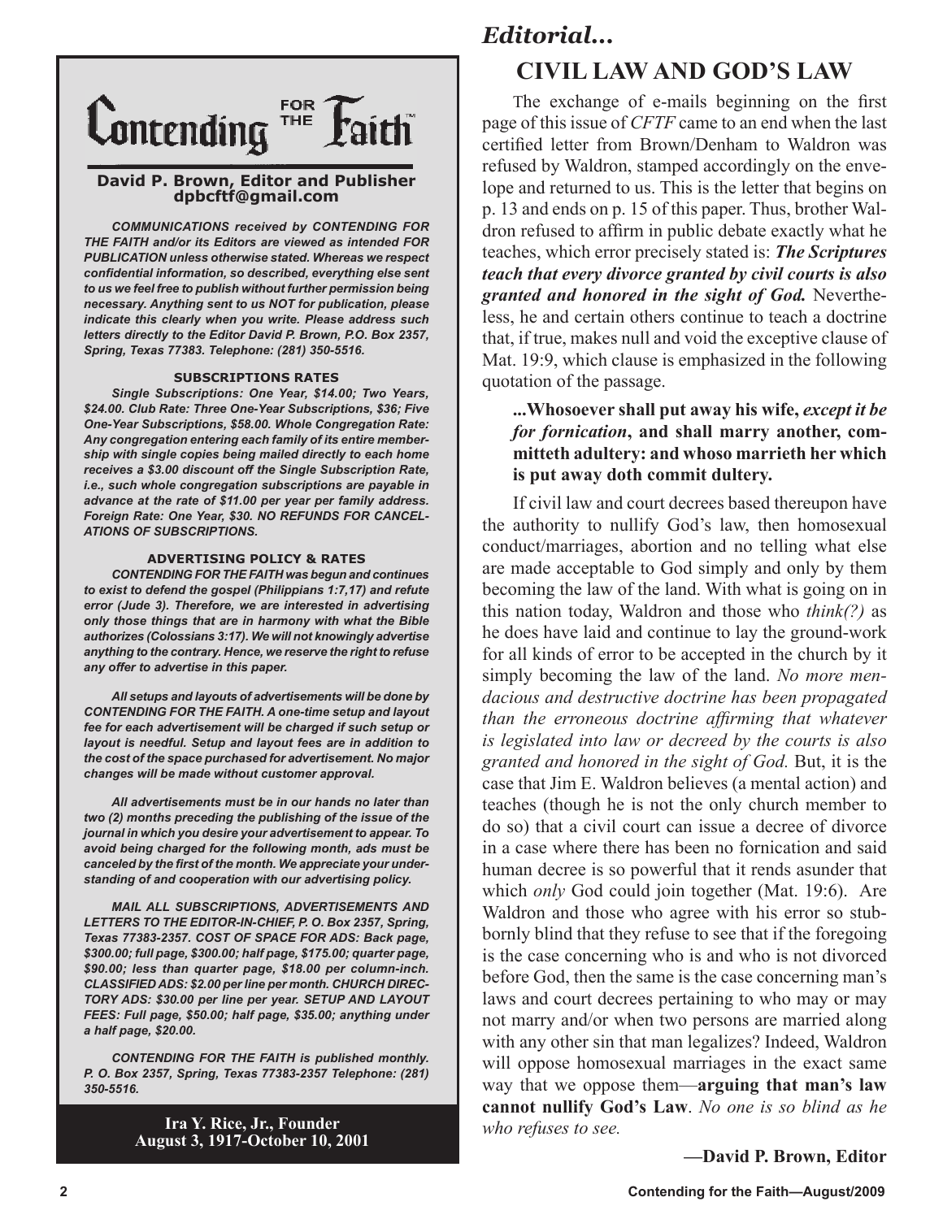# Contending FOR THE Faith™

**David P. Brown, Editor and Publisher**
**dpbcftf@gmail.com**

***COMMUNICATIONS received by CONTENDING FOR THE FAITH and/or its Editors are viewed as intended FOR PUBLICATION unless otherwise stated. Whereas we respect confidential information, so described, everything else sent to us we feel free to publish without further permission being necessary. Anything sent to us NOT for publication, please indicate this clearly when you write. Please address such letters directly to the Editor David P. Brown, P.O. Box 2357, Spring, Texas 77383. Telephone: (281) 350-5516.***

**SUBSCRIPTIONS RATES**

***Single Subscriptions: One Year, $14.00; Two Years, $24.00. Club Rate: Three One-Year Subscriptions, $36; Five One-Year Subscriptions, $58.00. Whole Congregation Rate: Any congregation entering each family of its entire membership with single copies being mailed directly to each home receives a $3.00 discount off the Single Subscription Rate, i.e., such whole congregation subscriptions are payable in advance at the rate of $11.00 per year per family address. Foreign Rate: One Year, $30. NO REFUNDS FOR CANCELATIONS OF SUBSCRIPTIONS.***

**ADVERTISING POLICY & RATES**

***CONTENDING FOR THE FAITH was begun and continues to exist to defend the gospel (Philippians 1:7,17) and refute error (Jude 3). Therefore, we are interested in advertising only those things that are in harmony with what the Bible authorizes (Colossians 3:17). We will not knowingly advertise anything to the contrary. Hence, we reserve the right to refuse any offer to advertise in this paper.***

***All setups and layouts of advertisements will be done by CONTENDING FOR THE FAITH. A one-time setup and layout fee for each advertisement will be charged if such setup or layout is needful. Setup and layout fees are in addition to the cost of the space purchased for advertisement. No major changes will be made without customer approval.***

***All advertisements must be in our hands no later than two (2) months preceding the publishing of the issue of the journal in which you desire your advertisement to appear. To avoid being charged for the following month, ads must be canceled by the first of the month. We appreciate your understanding of and cooperation with our advertising policy.***

***MAIL ALL SUBSCRIPTIONS, ADVERTISEMENTS AND LETTERS TO THE EDITOR-IN-CHIEF, P. O. Box 2357, Spring, Texas 77383-2357. COST OF SPACE FOR ADS: Back page, $300.00; full page, $300.00; half page, $175.00; quarter page, $90.00; less than quarter page, $18.00 per column-inch. CLASSIFIED ADS: $2.00 per line per month. CHURCH DIRECTORY ADS: $30.00 per line per year. SETUP AND LAYOUT FEES: Full page, $50.00; half page, $35.00; anything under a half page, $20.00.***

***CONTENDING FOR THE FAITH is published monthly. P. O. Box 2357, Spring, Texas 77383-2357 Telephone: (281) 350-5516.***

**Ira Y. Rice, Jr., Founder**
**August 3, 1917-October 10, 2001**

## *Editorial...*

## CIVIL LAW AND GOD'S LAW

The exchange of e-mails beginning on the first page of this issue of *CFTF* came to an end when the last certified letter from Brown/Denham to Waldron was refused by Waldron, stamped accordingly on the envelope and returned to us. This is the letter that begins on p. 13 and ends on p. 15 of this paper. Thus, brother Waldron refused to affirm in public debate exactly what he teaches, which error precisely stated is: ***The Scriptures teach that every divorce granted by civil courts is also granted and honored in the sight of God.*** Nevertheless, he and certain others continue to teach a doctrine that, if true, makes null and void the exceptive clause of Mat. 19:9, which clause is emphasized in the following quotation of the passage.

> **...Whosoever shall put away his wife, *except it be for fornication*, and shall marry another, committeth adultery: and whoso marrieth her which is put away doth commit dultery.**

If civil law and court decrees based thereupon have the authority to nullify God's law, then homosexual conduct/marriages, abortion and no telling what else are made acceptable to God simply and only by them becoming the law of the land. With what is going on in this nation today, Waldron and those who *think(?)* as he does have laid and continue to lay the ground-work for all kinds of error to be accepted in the church by it simply becoming the law of the land. *No more mendacious and destructive doctrine has been propagated than the erroneous doctrine affirming that whatever is legislated into law or decreed by the courts is also granted and honored in the sight of God.* But, it is the case that Jim E. Waldron believes (a mental action) and teaches (though he is not the only church member to do so) that a civil court can issue a decree of divorce in a case where there has been no fornication and said human decree is so powerful that it rends asunder that which *only* God could join together (Mat. 19:6). Are Waldron and those who agree with his error so stubbornly blind that they refuse to see that if the foregoing is the case concerning who is and who is not divorced before God, then the same is the case concerning man's laws and court decrees pertaining to who may or may not marry and/or when two persons are married along with any other sin that man legalizes? Indeed, Waldron will oppose homosexual marriages in the exact same way that we oppose them—**arguing that man's law cannot nullify God's Law**. *No one is so blind as he who refuses to see.*

**—David P. Brown, Editor**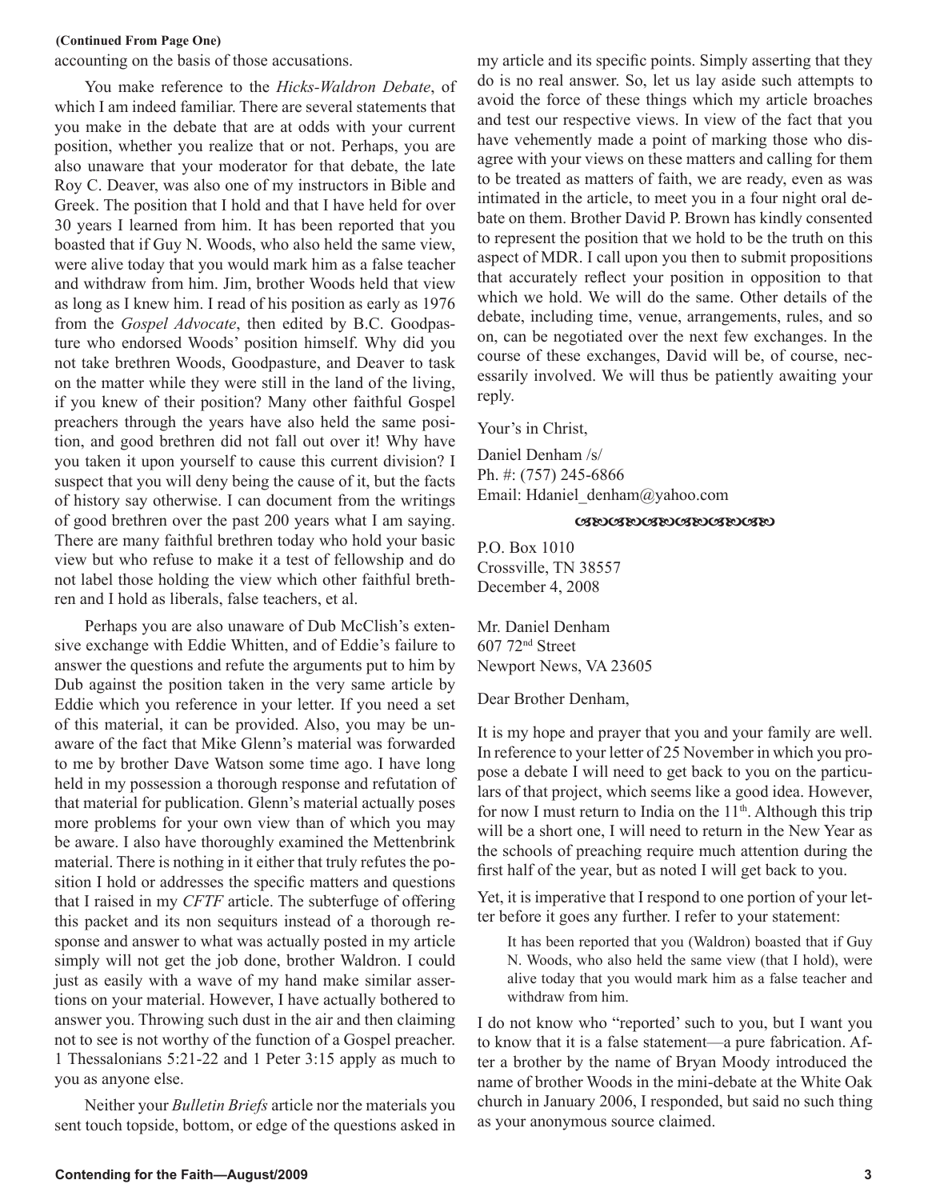**(Continued From Page One)**

accounting on the basis of those accusations.

You make reference to the *Hicks-Waldron Debate*, of which I am indeed familiar. There are several statements that you make in the debate that are at odds with your current position, whether you realize that or not. Perhaps, you are also unaware that your moderator for that debate, the late Roy C. Deaver, was also one of my instructors in Bible and Greek. The position that I hold and that I have held for over 30 years I learned from him. It has been reported that you boasted that if Guy N. Woods, who also held the same view, were alive today that you would mark him as a false teacher and withdraw from him. Jim, brother Woods held that view as long as I knew him. I read of his position as early as 1976 from the *Gospel Advocate*, then edited by B.C. Goodpasture who endorsed Woods' position himself. Why did you not take brethren Woods, Goodpasture, and Deaver to task on the matter while they were still in the land of the living, if you knew of their position? Many other faithful Gospel preachers through the years have also held the same position, and good brethren did not fall out over it! Why have you taken it upon yourself to cause this current division? I suspect that you will deny being the cause of it, but the facts of history say otherwise. I can document from the writings of good brethren over the past 200 years what I am saying. There are many faithful brethren today who hold your basic view but who refuse to make it a test of fellowship and do not label those holding the view which other faithful brethren and I hold as liberals, false teachers, et al.

Perhaps you are also unaware of Dub McClish's extensive exchange with Eddie Whitten, and of Eddie's failure to answer the questions and refute the arguments put to him by Dub against the position taken in the very same article by Eddie which you reference in your letter. If you need a set of this material, it can be provided. Also, you may be unaware of the fact that Mike Glenn's material was forwarded to me by brother Dave Watson some time ago. I have long held in my possession a thorough response and refutation of that material for publication. Glenn's material actually poses more problems for your own view than of which you may be aware. I also have thoroughly examined the Mettenbrink material. There is nothing in it either that truly refutes the position I hold or addresses the specific matters and questions that I raised in my *CFTF* article. The subterfuge of offering this packet and its non sequiturs instead of a thorough response and answer to what was actually posted in my article simply will not get the job done, brother Waldron. I could just as easily with a wave of my hand make similar assertions on your material. However, I have actually bothered to answer you. Throwing such dust in the air and then claiming not to see is not worthy of the function of a Gospel preacher. 1 Thessalonians 5:21-22 and 1 Peter 3:15 apply as much to you as anyone else.

Neither your *Bulletin Briefs* article nor the materials you sent touch topside, bottom, or edge of the questions asked in my article and its specific points. Simply asserting that they do is no real answer. So, let us lay aside such attempts to avoid the force of these things which my article broaches and test our respective views. In view of the fact that you have vehemently made a point of marking those who disagree with your views on these matters and calling for them to be treated as matters of faith, we are ready, even as was intimated in the article, to meet you in a four night oral debate on them. Brother David P. Brown has kindly consented to represent the position that we hold to be the truth on this aspect of MDR. I call upon you then to submit propositions that accurately reflect your position in opposition to that which we hold. We will do the same. Other details of the debate, including time, venue, arrangements, rules, and so on, can be negotiated over the next few exchanges. In the course of these exchanges, David will be, of course, necessarily involved. We will thus be patiently awaiting your reply.

Your's in Christ,

Daniel Denham /s/
Ph. #: (757) 245-6866
Email: Hdaniel_denham@yahoo.com

P.O. Box 1010
Crossville, TN 38557
December 4, 2008

Mr. Daniel Denham
607 72nd Street
Newport News, VA 23605

Dear Brother Denham,

It is my hope and prayer that you and your family are well. In reference to your letter of 25 November in which you propose a debate I will need to get back to you on the particulars of that project, which seems like a good idea. However, for now I must return to India on the 11th. Although this trip will be a short one, I will need to return in the New Year as the schools of preaching require much attention during the first half of the year, but as noted I will get back to you.

Yet, it is imperative that I respond to one portion of your letter before it goes any further. I refer to your statement:

> It has been reported that you (Waldron) boasted that if Guy N. Woods, who also held the same view (that I hold), were alive today that you would mark him as a false teacher and withdraw from him.

I do not know who "reported' such to you, but I want you to know that it is a false statement—a pure fabrication. After a brother by the name of Bryan Moody introduced the name of brother Woods in the mini-debate at the White Oak church in January 2006, I responded, but said no such thing as your anonymous source claimed.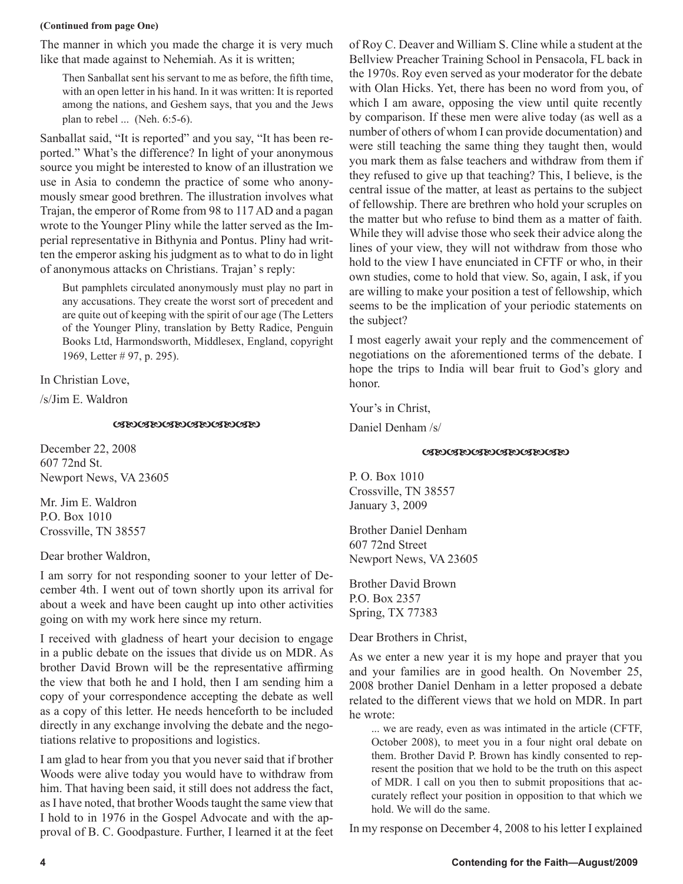**(Continued from page One)**

The manner in which you made the charge it is very much like that made against to Nehemiah. As it is written;

> Then Sanballat sent his servant to me as before, the fifth time, with an open letter in his hand. In it was written: It is reported among the nations, and Geshem says, that you and the Jews plan to rebel ... (Neh. 6:5-6).

Sanballat said, "It is reported" and you say, "It has been reported." What's the difference? In light of your anonymous source you might be interested to know of an illustration we use in Asia to condemn the practice of some who anonymously smear good brethren. The illustration involves what Trajan, the emperor of Rome from 98 to 117 AD and a pagan wrote to the Younger Pliny while the latter served as the Imperial representative in Bithynia and Pontus. Pliny had written the emperor asking his judgment as to what to do in light of anonymous attacks on Christians. Trajan' s reply:

> But pamphlets circulated anonymously must play no part in any accusations. They create the worst sort of precedent and are quite out of keeping with the spirit of our age (The Letters of the Younger Pliny, translation by Betty Radice, Penguin Books Ltd, Harmondsworth, Middlesex, England, copyright 1969, Letter # 97, p. 295).

In Christian Love,

/s/Jim E. Waldron

---

December 22, 2008
607 72nd St.
Newport News, VA 23605

Mr. Jim E. Waldron
P.O. Box 1010
Crossville, TN 38557

Dear brother Waldron,

I am sorry for not responding sooner to your letter of December 4th. I went out of town shortly upon its arrival for about a week and have been caught up into other activities going on with my work here since my return.

I received with gladness of heart your decision to engage in a public debate on the issues that divide us on MDR. As brother David Brown will be the representative affirming the view that both he and I hold, then I am sending him a copy of your correspondence accepting the debate as well as a copy of this letter. He needs henceforth to be included directly in any exchange involving the debate and the negotiations relative to propositions and logistics.

I am glad to hear from you that you never said that if brother Woods were alive today you would have to withdraw from him. That having been said, it still does not address the fact, as I have noted, that brother Woods taught the same view that I hold to in 1976 in the Gospel Advocate and with the approval of B. C. Goodpasture. Further, I learned it at the feet of Roy C. Deaver and William S. Cline while a student at the Bellview Preacher Training School in Pensacola, FL back in the 1970s. Roy even served as your moderator for the debate with Olan Hicks. Yet, there has been no word from you, of which I am aware, opposing the view until quite recently by comparison. If these men were alive today (as well as a number of others of whom I can provide documentation) and were still teaching the same thing they taught then, would you mark them as false teachers and withdraw from them if they refused to give up that teaching? This, I believe, is the central issue of the matter, at least as pertains to the subject of fellowship. There are brethren who hold your scruples on the matter but who refuse to bind them as a matter of faith. While they will advise those who seek their advice along the lines of your view, they will not withdraw from those who hold to the view I have enunciated in CFTF or who, in their own studies, come to hold that view. So, again, I ask, if you are willing to make your position a test of fellowship, which seems to be the implication of your periodic statements on the subject?

I most eagerly await your reply and the commencement of negotiations on the aforementioned terms of the debate. I hope the trips to India will bear fruit to God's glory and honor.

Your's in Christ,

Daniel Denham /s/

---

P. O. Box 1010
Crossville, TN 38557
January 3, 2009

Brother Daniel Denham
607 72nd Street
Newport News, VA 23605

Brother David Brown
P.O. Box 2357
Spring, TX 77383

Dear Brothers in Christ,

As we enter a new year it is my hope and prayer that you and your families are in good health. On November 25, 2008 brother Daniel Denham in a letter proposed a debate related to the different views that we hold on MDR. In part he wrote:

> ... we are ready, even as was intimated in the article (CFTF, October 2008), to meet you in a four night oral debate on them. Brother David P. Brown has kindly consented to represent the position that we hold to be the truth on this aspect of MDR. I call on you then to submit propositions that accurately reflect your position in opposition to that which we hold. We will do the same.

In my response on December 4, 2008 to his letter I explained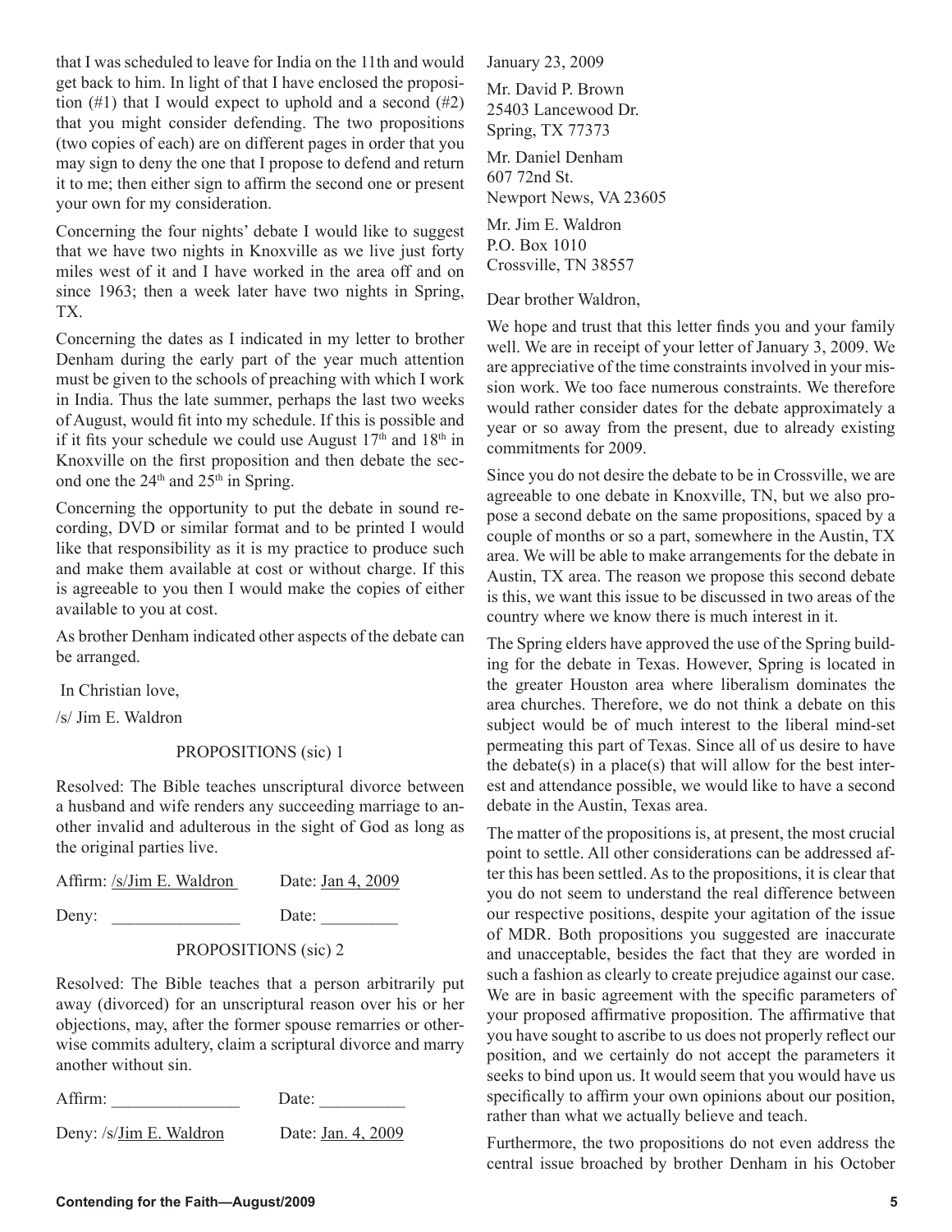that I was scheduled to leave for India on the 11th and would get back to him. In light of that I have enclosed the proposition (#1) that I would expect to uphold and a second (#2) that you might consider defending. The two propositions (two copies of each) are on different pages in order that you may sign to deny the one that I propose to defend and return it to me; then either sign to affirm the second one or present your own for my consideration.

Concerning the four nights' debate I would like to suggest that we have two nights in Knoxville as we live just forty miles west of it and I have worked in the area off and on since 1963; then a week later have two nights in Spring, TX.

Concerning the dates as I indicated in my letter to brother Denham during the early part of the year much attention must be given to the schools of preaching with which I work in India. Thus the late summer, perhaps the last two weeks of August, would fit into my schedule. If this is possible and if it fits your schedule we could use August 17th and 18th in Knoxville on the first proposition and then debate the second one the 24th and 25th in Spring.

Concerning the opportunity to put the debate in sound recording, DVD or similar format and to be printed I would like that responsibility as it is my practice to produce such and make them available at cost or without charge. If this is agreeable to you then I would make the copies of either available to you at cost.

As brother Denham indicated other aspects of the debate can be arranged.

In Christian love,

/s/ Jim E. Waldron

PROPOSITIONS (sic) 1

Resolved: The Bible teaches unscriptural divorce between a husband and wife renders any succeeding marriage to another invalid and adulterous in the sight of God as long as the original parties live.

Affirm: /s/Jim E. Waldron Date: Jan 4, 2009

Deny: _______________ Date: _________

PROPOSITIONS (sic) 2

Resolved: The Bible teaches that a person arbitrarily put away (divorced) for an unscriptural reason over his or her objections, may, after the former spouse remarries or otherwise commits adultery, claim a scriptural divorce and marry another without sin.

Affirm: _______________ Date: __________

Deny: /s/Jim E. Waldron Date: Jan. 4, 2009

January 23, 2009

Mr. David P. Brown
25403 Lancewood Dr.
Spring, TX 77373

Mr. Daniel Denham
607 72nd St.
Newport News, VA 23605

Mr. Jim E. Waldron
P.O. Box 1010
Crossville, TN 38557

Dear brother Waldron,

We hope and trust that this letter finds you and your family well. We are in receipt of your letter of January 3, 2009. We are appreciative of the time constraints involved in your mission work. We too face numerous constraints. We therefore would rather consider dates for the debate approximately a year or so away from the present, due to already existing commitments for 2009.

Since you do not desire the debate to be in Crossville, we are agreeable to one debate in Knoxville, TN, but we also propose a second debate on the same propositions, spaced by a couple of months or so a part, somewhere in the Austin, TX area. We will be able to make arrangements for the debate in Austin, TX area. The reason we propose this second debate is this, we want this issue to be discussed in two areas of the country where we know there is much interest in it.

The Spring elders have approved the use of the Spring building for the debate in Texas. However, Spring is located in the greater Houston area where liberalism dominates the area churches. Therefore, we do not think a debate on this subject would be of much interest to the liberal mind-set permeating this part of Texas. Since all of us desire to have the debate(s) in a place(s) that will allow for the best interest and attendance possible, we would like to have a second debate in the Austin, Texas area.

The matter of the propositions is, at present, the most crucial point to settle. All other considerations can be addressed after this has been settled. As to the propositions, it is clear that you do not seem to understand the real difference between our respective positions, despite your agitation of the issue of MDR. Both propositions you suggested are inaccurate and unacceptable, besides the fact that they are worded in such a fashion as clearly to create prejudice against our case. We are in basic agreement with the specific parameters of your proposed affirmative proposition. The affirmative that you have sought to ascribe to us does not properly reflect our position, and we certainly do not accept the parameters it seeks to bind upon us. It would seem that you would have us specifically to affirm your own opinions about our position, rather than what we actually believe and teach.

Furthermore, the two propositions do not even address the central issue broached by brother Denham in his October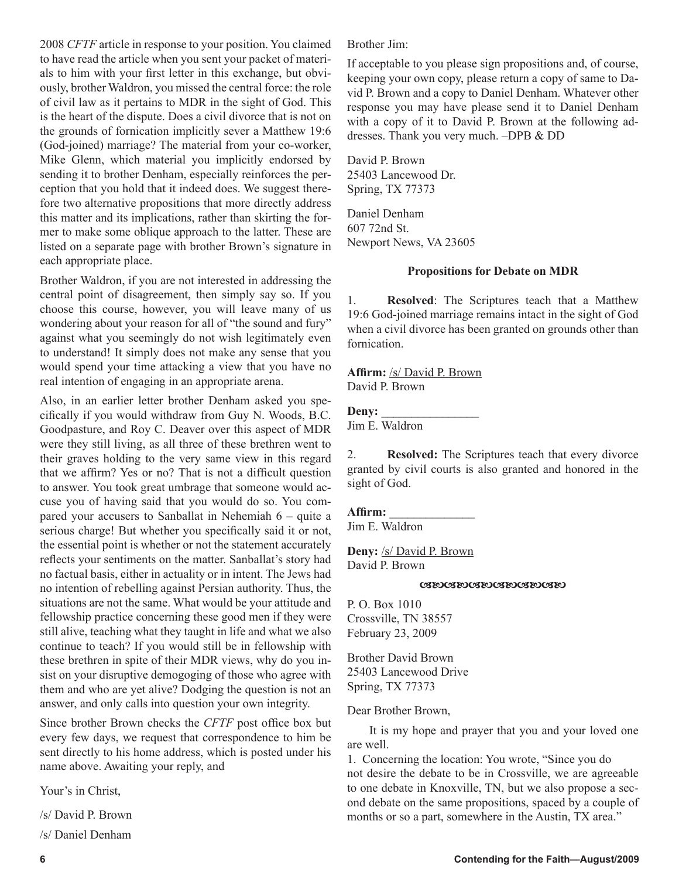2008 *CFTF* article in response to your position. You claimed to have read the article when you sent your packet of materials to him with your first letter in this exchange, but obviously, brother Waldron, you missed the central force: the role of civil law as it pertains to MDR in the sight of God. This is the heart of the dispute. Does a civil divorce that is not on the grounds of fornication implicitly sever a Matthew 19:6 (God-joined) marriage? The material from your co-worker, Mike Glenn, which material you implicitly endorsed by sending it to brother Denham, especially reinforces the perception that you hold that it indeed does. We suggest therefore two alternative propositions that more directly address this matter and its implications, rather than skirting the former to make some oblique approach to the latter. These are listed on a separate page with brother Brown's signature in each appropriate place.

Brother Waldron, if you are not interested in addressing the central point of disagreement, then simply say so. If you choose this course, however, you will leave many of us wondering about your reason for all of "the sound and fury" against what you seemingly do not wish legitimately even to understand! It simply does not make any sense that you would spend your time attacking a view that you have no real intention of engaging in an appropriate arena.

Also, in an earlier letter brother Denham asked you specifically if you would withdraw from Guy N. Woods, B.C. Goodpasture, and Roy C. Deaver over this aspect of MDR were they still living, as all three of these brethren went to their graves holding to the very same view in this regard that we affirm? Yes or no? That is not a difficult question to answer. You took great umbrage that someone would accuse you of having said that you would do so. You compared your accusers to Sanballat in Nehemiah 6 – quite a serious charge! But whether you specifically said it or not, the essential point is whether or not the statement accurately reflects your sentiments on the matter. Sanballat's story had no factual basis, either in actuality or in intent. The Jews had no intention of rebelling against Persian authority. Thus, the situations are not the same. What would be your attitude and fellowship practice concerning these good men if they were still alive, teaching what they taught in life and what we also continue to teach? If you would still be in fellowship with these brethren in spite of their MDR views, why do you insist on your disruptive demogoging of those who agree with them and who are yet alive? Dodging the question is not an answer, and only calls into question your own integrity.

Since brother Brown checks the *CFTF* post office box but every few days, we request that correspondence to him be sent directly to his home address, which is posted under his name above. Awaiting your reply, and

Your's in Christ,

/s/ David P. Brown

/s/ Daniel Denham

Brother Jim:

If acceptable to you please sign propositions and, of course, keeping your own copy, please return a copy of same to David P. Brown and a copy to Daniel Denham. Whatever other response you may have please send it to Daniel Denham with a copy of it to David P. Brown at the following addresses. Thank you very much. –DPB & DD

David P. Brown
25403 Lancewood Dr.
Spring, TX 77373

Daniel Denham
607 72nd St.
Newport News, VA 23605

**Propositions for Debate on MDR**

1. **Resolved**: The Scriptures teach that a Matthew 19:6 God-joined marriage remains intact in the sight of God when a civil divorce has been granted on grounds other than fornication.

**Affirm:** /s/ David P. Brown
David P. Brown

**Deny:** \_\_\_\_\_\_\_\_\_\_\_\_\_\_\_\_
Jim E. Waldron

2. **Resolved:** The Scriptures teach that every divorce granted by civil courts is also granted and honored in the sight of God.

**Affirm:** \_\_\_\_\_\_\_\_\_\_\_\_\_\_
Jim E. Waldron

**Deny:** /s/ David P. Brown
David P. Brown

P. O. Box 1010
Crossville, TN 38557
February 23, 2009

Brother David Brown
25403 Lancewood Drive
Spring, TX 77373

Dear Brother Brown,

It is my hope and prayer that you and your loved one are well.

1. Concerning the location: You wrote, "Since you do not desire the debate to be in Crossville, we are agreeable to one debate in Knoxville, TN, but we also propose a second debate on the same propositions, spaced by a couple of months or so a part, somewhere in the Austin, TX area."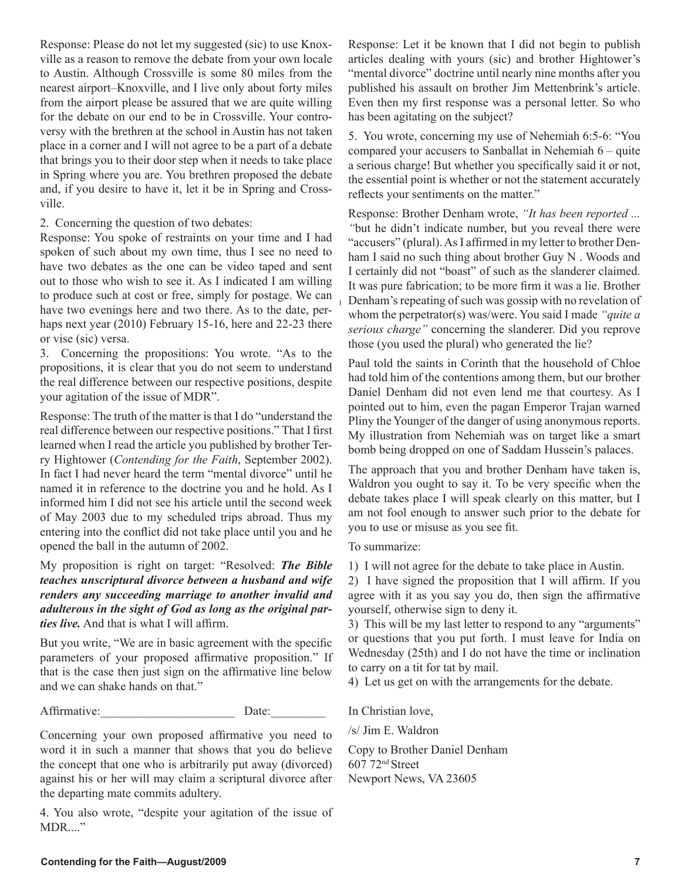Response: Please do not let my suggested (sic) to use Knoxville as a reason to remove the debate from your own locale to Austin. Although Crossville is some 80 miles from the nearest airport–Knoxville, and I live only about forty miles from the airport please be assured that we are quite willing for the debate on our end to be in Crossville. Your controversy with the brethren at the school in Austin has not taken place in a corner and I will not agree to be a part of a debate that brings you to their door step when it needs to take place in Spring where you are. You brethren proposed the debate and, if you desire to have it, let it be in Spring and Crossville.

2. Concerning the question of two debates:

Response: You spoke of restraints on your time and I had spoken of such about my own time, thus I see no need to have two debates as the one can be video taped and sent out to those who wish to see it. As I indicated I am willing to produce such at cost or free, simply for postage. We can have two evenings here and two there. As to the date, perhaps next year (2010) February 15-16, here and 22-23 there or vise (sic) versa.

3. Concerning the propositions: You wrote. "As to the propositions, it is clear that you do not seem to understand the real difference between our respective positions, despite your agitation of the issue of MDR".

Response: The truth of the matter is that I do "understand the real difference between our respective positions." That I first learned when I read the article you published by brother Terry Hightower (*Contending for the Faith*, September 2002). In fact I had never heard the term "mental divorce" until he named it in reference to the doctrine you and he hold. As I informed him I did not see his article until the second week of May 2003 due to my scheduled trips abroad. Thus my entering into the conflict did not take place until you and he opened the ball in the autumn of 2002.

My proposition is right on target: "Resolved: ***The Bible teaches unscriptural divorce between a husband and wife renders any succeeding marriage to another invalid and adulterous in the sight of God as long as the original parties live.*** And that is what I will affirm.

But you write, "We are in basic agreement with the specific parameters of your proposed affirmative proposition." If that is the case then just sign on the affirmative line below and we can shake hands on that."

Affirmative:______________________ Date:_________

Concerning your own proposed affirmative you need to word it in such a manner that shows that you do believe the concept that one who is arbitrarily put away (divorced) against his or her will may claim a scriptural divorce after the departing mate commits adultery.

4. You also wrote, "despite your agitation of the issue of MDR...."

Response: Let it be known that I did not begin to publish articles dealing with yours (sic) and brother Hightower's "mental divorce" doctrine until nearly nine months after you published his assault on brother Jim Mettenbrink's article. Even then my first response was a personal letter. So who has been agitating on the subject?

5. You wrote, concerning my use of Nehemiah 6:5-6: "You compared your accusers to Sanballat in Nehemiah 6 – quite a serious charge! But whether you specifically said it or not, the essential point is whether or not the statement accurately reflects your sentiments on the matter."

Response: Brother Denham wrote, *"It has been reported ... "*but he didn't indicate number, but you reveal there were "accusers" (plural). As I affirmed in my letter to brother Denham I said no such thing about brother Guy N . Woods and I certainly did not "boast" of such as the slanderer claimed. It was pure fabrication; to be more firm it was a lie. Brother Denham's repeating of such was gossip with no revelation of whom the perpetrator(s) was/were. You said I made *"quite a serious charge"* concerning the slanderer. Did you reprove those (you used the plural) who generated the lie?

Paul told the saints in Corinth that the household of Chloe had told him of the contentions among them, but our brother Daniel Denham did not even lend me that courtesy. As I pointed out to him, even the pagan Emperor Trajan warned Pliny the Younger of the danger of using anonymous reports. My illustration from Nehemiah was on target like a smart bomb being dropped on one of Saddam Hussein's palaces.

The approach that you and brother Denham have taken is, Waldron you ought to say it. To be very specific when the debate takes place I will speak clearly on this matter, but I am not fool enough to answer such prior to the debate for you to use or misuse as you see fit.

To summarize:

1) I will not agree for the debate to take place in Austin.
2) I have signed the proposition that I will affirm. If you agree with it as you say you do, then sign the affirmative yourself, otherwise sign to deny it.
3) This will be my last letter to respond to any "arguments" or questions that you put forth. I must leave for India on Wednesday (25th) and I do not have the time or inclination to carry on a tit for tat by mail.
4) Let us get on with the arrangements for the debate.

In Christian love,

/s/ Jim E. Waldron

Copy to Brother Daniel Denham
607 72nd Street
Newport News, VA 23605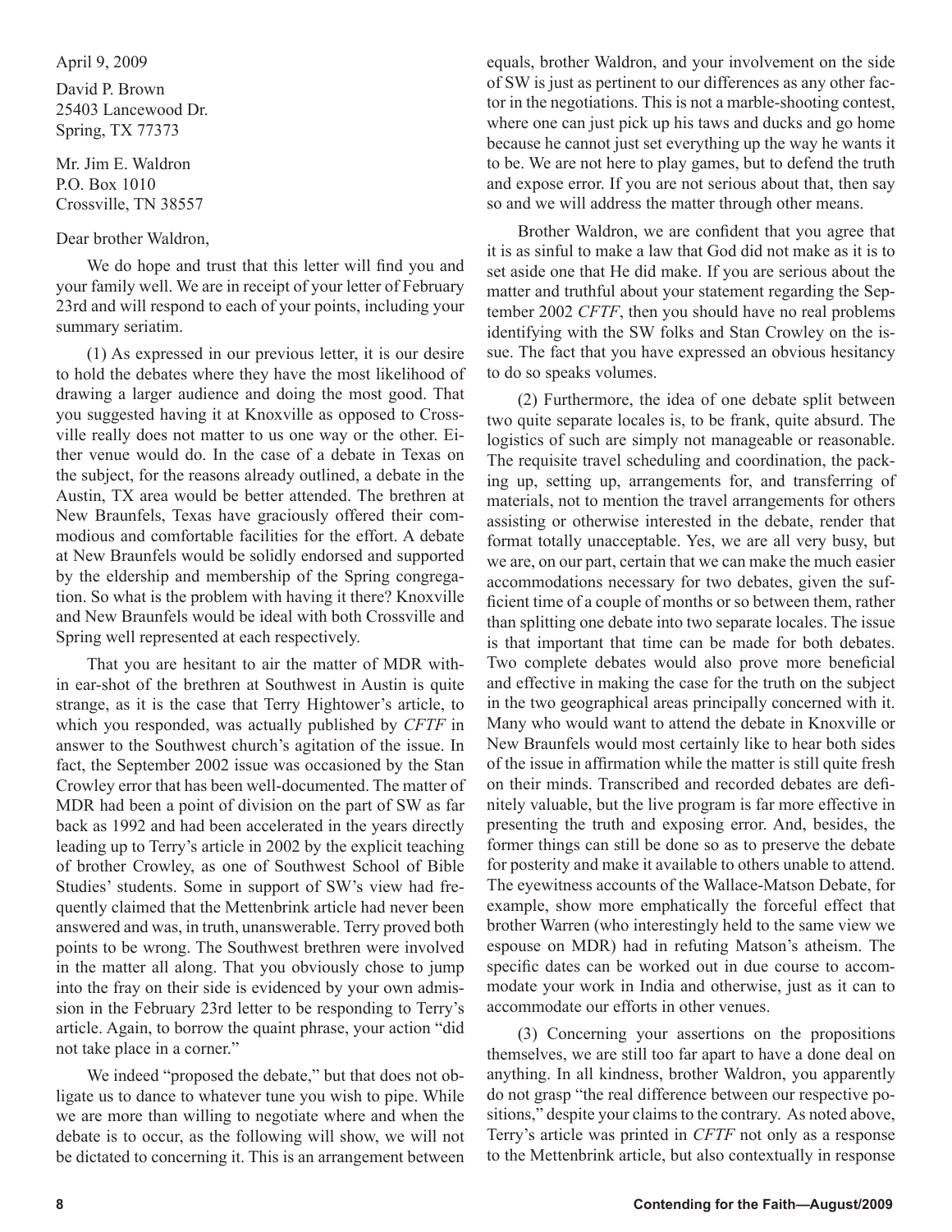April 9, 2009

David P. Brown
25403 Lancewood Dr.
Spring, TX 77373

Mr. Jim E. Waldron
P.O. Box 1010
Crossville, TN 38557

Dear brother Waldron,

We do hope and trust that this letter will find you and your family well. We are in receipt of your letter of February 23rd and will respond to each of your points, including your summary seriatim.

(1) As expressed in our previous letter, it is our desire to hold the debates where they have the most likelihood of drawing a larger audience and doing the most good. That you suggested having it at Knoxville as opposed to Crossville really does not matter to us one way or the other. Either venue would do. In the case of a debate in Texas on the subject, for the reasons already outlined, a debate in the Austin, TX area would be better attended. The brethren at New Braunfels, Texas have graciously offered their commodious and comfortable facilities for the effort. A debate at New Braunfels would be solidly endorsed and supported by the eldership and membership of the Spring congregation. So what is the problem with having it there? Knoxville and New Braunfels would be ideal with both Crossville and Spring well represented at each respectively.

That you are hesitant to air the matter of MDR within ear-shot of the brethren at Southwest in Austin is quite strange, as it is the case that Terry Hightower's article, to which you responded, was actually published by *CFTF* in answer to the Southwest church's agitation of the issue. In fact, the September 2002 issue was occasioned by the Stan Crowley error that has been well-documented. The matter of MDR had been a point of division on the part of SW as far back as 1992 and had been accelerated in the years directly leading up to Terry's article in 2002 by the explicit teaching of brother Crowley, as one of Southwest School of Bible Studies' students. Some in support of SW's view had frequently claimed that the Mettenbrink article had never been answered and was, in truth, unanswerable. Terry proved both points to be wrong. The Southwest brethren were involved in the matter all along. That you obviously chose to jump into the fray on their side is evidenced by your own admission in the February 23rd letter to be responding to Terry's article. Again, to borrow the quaint phrase, your action "did not take place in a corner."

We indeed "proposed the debate," but that does not obligate us to dance to whatever tune you wish to pipe. While we are more than willing to negotiate where and when the debate is to occur, as the following will show, we will not be dictated to concerning it. This is an arrangement between equals, brother Waldron, and your involvement on the side of SW is just as pertinent to our differences as any other factor in the negotiations. This is not a marble-shooting contest, where one can just pick up his taws and ducks and go home because he cannot just set everything up the way he wants it to be. We are not here to play games, but to defend the truth and expose error. If you are not serious about that, then say so and we will address the matter through other means.

Brother Waldron, we are confident that you agree that it is as sinful to make a law that God did not make as it is to set aside one that He did make. If you are serious about the matter and truthful about your statement regarding the September 2002 *CFTF*, then you should have no real problems identifying with the SW folks and Stan Crowley on the issue. The fact that you have expressed an obvious hesitancy to do so speaks volumes.

(2) Furthermore, the idea of one debate split between two quite separate locales is, to be frank, quite absurd. The logistics of such are simply not manageable or reasonable. The requisite travel scheduling and coordination, the packing up, setting up, arrangements for, and transferring of materials, not to mention the travel arrangements for others assisting or otherwise interested in the debate, render that format totally unacceptable. Yes, we are all very busy, but we are, on our part, certain that we can make the much easier accommodations necessary for two debates, given the sufficient time of a couple of months or so between them, rather than splitting one debate into two separate locales. The issue is that important that time can be made for both debates. Two complete debates would also prove more beneficial and effective in making the case for the truth on the subject in the two geographical areas principally concerned with it. Many who would want to attend the debate in Knoxville or New Braunfels would most certainly like to hear both sides of the issue in affirmation while the matter is still quite fresh on their minds. Transcribed and recorded debates are definitely valuable, but the live program is far more effective in presenting the truth and exposing error. And, besides, the former things can still be done so as to preserve the debate for posterity and make it available to others unable to attend. The eyewitness accounts of the Wallace-Matson Debate, for example, show more emphatically the forceful effect that brother Warren (who interestingly held to the same view we espouse on MDR) had in refuting Matson's atheism. The specific dates can be worked out in due course to accommodate your work in India and otherwise, just as it can to accommodate our efforts in other venues.

(3) Concerning your assertions on the propositions themselves, we are still too far apart to have a done deal on anything. In all kindness, brother Waldron, you apparently do not grasp "the real difference between our respective positions," despite your claims to the contrary. As noted above, Terry's article was printed in *CFTF* not only as a response to the Mettenbrink article, but also contextually in response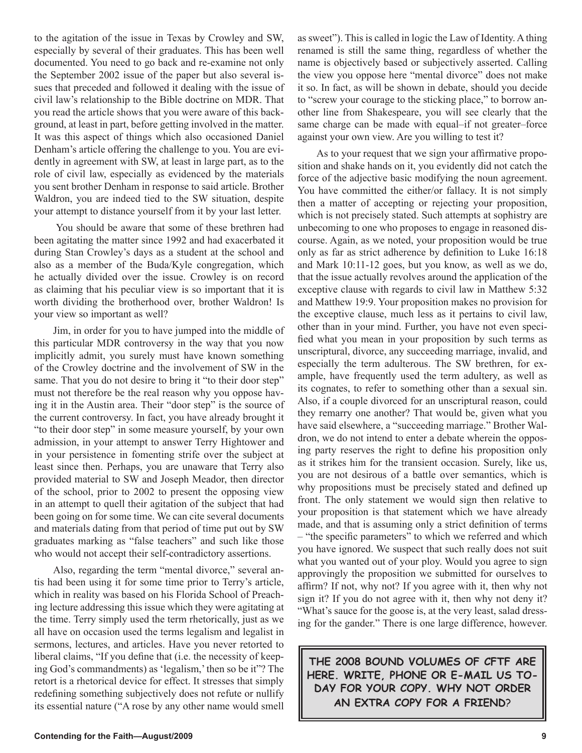to the agitation of the issue in Texas by Crowley and SW, especially by several of their graduates. This has been well documented. You need to go back and re-examine not only the September 2002 issue of the paper but also several issues that preceded and followed it dealing with the issue of civil law's relationship to the Bible doctrine on MDR. That you read the article shows that you were aware of this background, at least in part, before getting involved in the matter. It was this aspect of things which also occasioned Daniel Denham's article offering the challenge to you. You are evidently in agreement with SW, at least in large part, as to the role of civil law, especially as evidenced by the materials you sent brother Denham in response to said article. Brother Waldron, you are indeed tied to the SW situation, despite your attempt to distance yourself from it by your last letter.

You should be aware that some of these brethren had been agitating the matter since 1992 and had exacerbated it during Stan Crowley's days as a student at the school and also as a member of the Buda/Kyle congregation, which he actually divided over the issue. Crowley is on record as claiming that his peculiar view is so important that it is worth dividing the brotherhood over, brother Waldron! Is your view so important as well?

Jim, in order for you to have jumped into the middle of this particular MDR controversy in the way that you now implicitly admit, you surely must have known something of the Crowley doctrine and the involvement of SW in the same. That you do not desire to bring it "to their door step" must not therefore be the real reason why you oppose having it in the Austin area. Their "door step" is the source of the current controversy. In fact, you have already brought it "to their door step" in some measure yourself, by your own admission, in your attempt to answer Terry Hightower and in your persistence in fomenting strife over the subject at least since then. Perhaps, you are unaware that Terry also provided material to SW and Joseph Meador, then director of the school, prior to 2002 to present the opposing view in an attempt to quell their agitation of the subject that had been going on for some time. We can cite several documents and materials dating from that period of time put out by SW graduates marking as "false teachers" and such like those who would not accept their self-contradictory assertions.

Also, regarding the term "mental divorce," several antis had been using it for some time prior to Terry's article, which in reality was based on his Florida School of Preaching lecture addressing this issue which they were agitating at the time. Terry simply used the term rhetorically, just as we all have on occasion used the terms legalism and legalist in sermons, lectures, and articles. Have you never retorted to liberal claims, "If you define that (i.e. the necessity of keeping God's commandments) as 'legalism,' then so be it"? The retort is a rhetorical device for effect. It stresses that simply redefining something subjectively does not refute or nullify its essential nature ("A rose by any other name would smell as sweet"). This is called in logic the Law of Identity. A thing renamed is still the same thing, regardless of whether the name is objectively based or subjectively asserted. Calling the view you oppose here "mental divorce" does not make it so. In fact, as will be shown in debate, should you decide to "screw your courage to the sticking place," to borrow another line from Shakespeare, you will see clearly that the same charge can be made with equal–if not greater–force against your own view. Are you willing to test it?

As to your request that we sign your affirmative proposition and shake hands on it, you evidently did not catch the force of the adjective basic modifying the noun agreement. You have committed the either/or fallacy. It is not simply then a matter of accepting or rejecting your proposition, which is not precisely stated. Such attempts at sophistry are unbecoming to one who proposes to engage in reasoned discourse. Again, as we noted, your proposition would be true only as far as strict adherence by definition to Luke 16:18 and Mark 10:11-12 goes, but you know, as well as we do, that the issue actually revolves around the application of the exceptive clause with regards to civil law in Matthew 5:32 and Matthew 19:9. Your proposition makes no provision for the exceptive clause, much less as it pertains to civil law, other than in your mind. Further, you have not even specified what you mean in your proposition by such terms as unscriptural, divorce, any succeeding marriage, invalid, and especially the term adulterous. The SW brethren, for example, have frequently used the term adultery, as well as its cognates, to refer to something other than a sexual sin. Also, if a couple divorced for an unscriptural reason, could they remarry one another? That would be, given what you have said elsewhere, a "succeeding marriage." Brother Waldron, we do not intend to enter a debate wherein the opposing party reserves the right to define his proposition only as it strikes him for the transient occasion. Surely, like us, you are not desirous of a battle over semantics, which is why propositions must be precisely stated and defined up front. The only statement we would sign then relative to your proposition is that statement which we have already made, and that is assuming only a strict definition of terms – "the specific parameters" to which we referred and which you have ignored. We suspect that such really does not suit what you wanted out of your ploy. Would you agree to sign approvingly the proposition we submitted for ourselves to affirm? If not, why not? If you agree with it, then why not sign it? If you do not agree with it, then why not deny it? "What's sauce for the goose is, at the very least, salad dressing for the gander." There is one large difference, however.

**THE 2008 BOUND VOLUMES OF CFTF ARE HERE. WRITE, PHONE OR E-MAIL US TODAY FOR YOUR COPY. WHY NOT ORDER AN EXTRA COPY FOR A FRIEND?**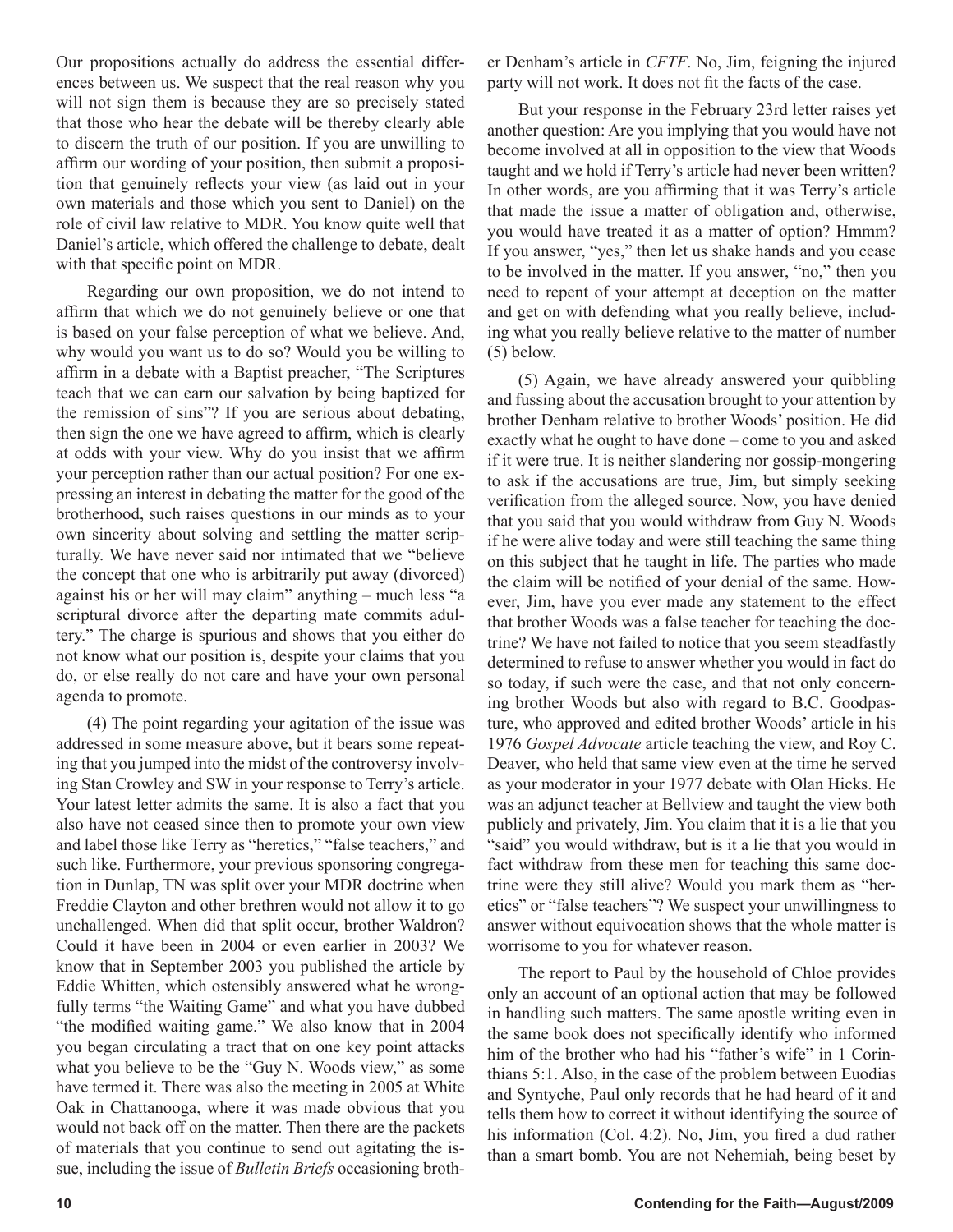Our propositions actually do address the essential differences between us. We suspect that the real reason why you will not sign them is because they are so precisely stated that those who hear the debate will be thereby clearly able to discern the truth of our position. If you are unwilling to affirm our wording of your position, then submit a proposition that genuinely reflects your view (as laid out in your own materials and those which you sent to Daniel) on the role of civil law relative to MDR. You know quite well that Daniel's article, which offered the challenge to debate, dealt with that specific point on MDR.

Regarding our own proposition, we do not intend to affirm that which we do not genuinely believe or one that is based on your false perception of what we believe. And, why would you want us to do so? Would you be willing to affirm in a debate with a Baptist preacher, "The Scriptures teach that we can earn our salvation by being baptized for the remission of sins"? If you are serious about debating, then sign the one we have agreed to affirm, which is clearly at odds with your view. Why do you insist that we affirm your perception rather than our actual position? For one expressing an interest in debating the matter for the good of the brotherhood, such raises questions in our minds as to your own sincerity about solving and settling the matter scripturally. We have never said nor intimated that we "believe the concept that one who is arbitrarily put away (divorced) against his or her will may claim" anything – much less "a scriptural divorce after the departing mate commits adultery." The charge is spurious and shows that you either do not know what our position is, despite your claims that you do, or else really do not care and have your own personal agenda to promote.

(4) The point regarding your agitation of the issue was addressed in some measure above, but it bears some repeating that you jumped into the midst of the controversy involving Stan Crowley and SW in your response to Terry's article. Your latest letter admits the same. It is also a fact that you also have not ceased since then to promote your own view and label those like Terry as "heretics," "false teachers," and such like. Furthermore, your previous sponsoring congregation in Dunlap, TN was split over your MDR doctrine when Freddie Clayton and other brethren would not allow it to go unchallenged. When did that split occur, brother Waldron? Could it have been in 2004 or even earlier in 2003? We know that in September 2003 you published the article by Eddie Whitten, which ostensibly answered what he wrongfully terms "the Waiting Game" and what you have dubbed "the modified waiting game." We also know that in 2004 you began circulating a tract that on one key point attacks what you believe to be the "Guy N. Woods view," as some have termed it. There was also the meeting in 2005 at White Oak in Chattanooga, where it was made obvious that you would not back off on the matter. Then there are the packets of materials that you continue to send out agitating the issue, including the issue of *Bulletin Briefs* occasioning brother Denham's article in *CFTF*. No, Jim, feigning the injured party will not work. It does not fit the facts of the case.

But your response in the February 23rd letter raises yet another question: Are you implying that you would have not become involved at all in opposition to the view that Woods taught and we hold if Terry's article had never been written? In other words, are you affirming that it was Terry's article that made the issue a matter of obligation and, otherwise, you would have treated it as a matter of option? Hmmm? If you answer, "yes," then let us shake hands and you cease to be involved in the matter. If you answer, "no," then you need to repent of your attempt at deception on the matter and get on with defending what you really believe, including what you really believe relative to the matter of number (5) below.

(5) Again, we have already answered your quibbling and fussing about the accusation brought to your attention by brother Denham relative to brother Woods' position. He did exactly what he ought to have done – come to you and asked if it were true. It is neither slandering nor gossip-mongering to ask if the accusations are true, Jim, but simply seeking verification from the alleged source. Now, you have denied that you said that you would withdraw from Guy N. Woods if he were alive today and were still teaching the same thing on this subject that he taught in life. The parties who made the claim will be notified of your denial of the same. However, Jim, have you ever made any statement to the effect that brother Woods was a false teacher for teaching the doctrine? We have not failed to notice that you seem steadfastly determined to refuse to answer whether you would in fact do so today, if such were the case, and that not only concerning brother Woods but also with regard to B.C. Goodpasture, who approved and edited brother Woods' article in his 1976 *Gospel Advocate* article teaching the view, and Roy C. Deaver, who held that same view even at the time he served as your moderator in your 1977 debate with Olan Hicks. He was an adjunct teacher at Bellview and taught the view both publicly and privately, Jim. You claim that it is a lie that you "said" you would withdraw, but is it a lie that you would in fact withdraw from these men for teaching this same doctrine were they still alive? Would you mark them as "heretics" or "false teachers"? We suspect your unwillingness to answer without equivocation shows that the whole matter is worrisome to you for whatever reason.

The report to Paul by the household of Chloe provides only an account of an optional action that may be followed in handling such matters. The same apostle writing even in the same book does not specifically identify who informed him of the brother who had his "father's wife" in 1 Corinthians 5:1. Also, in the case of the problem between Euodias and Syntyche, Paul only records that he had heard of it and tells them how to correct it without identifying the source of his information (Col. 4:2). No, Jim, you fired a dud rather than a smart bomb. You are not Nehemiah, being beset by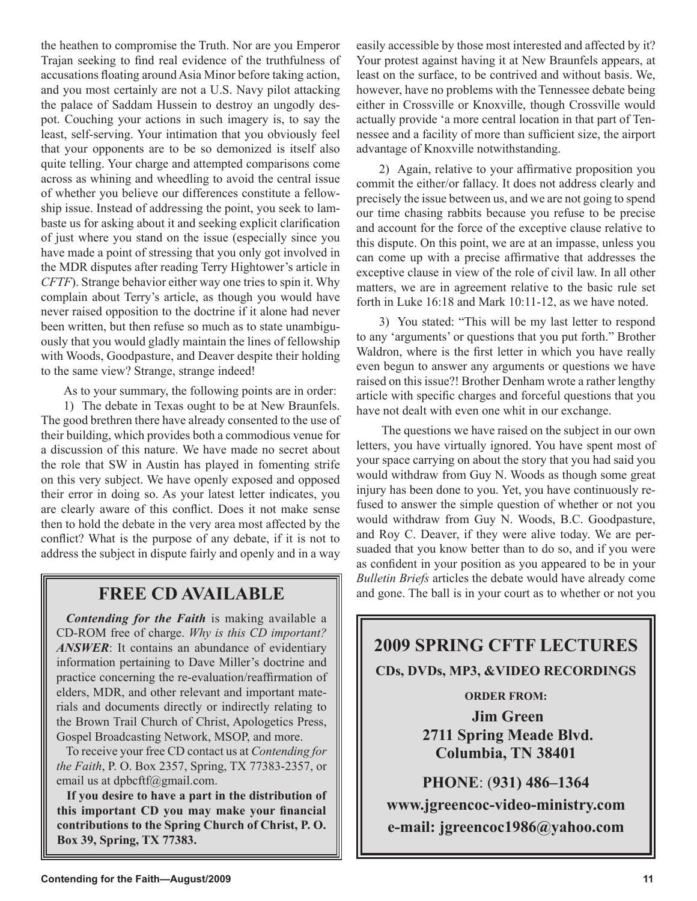the heathen to compromise the Truth. Nor are you Emperor Trajan seeking to find real evidence of the truthfulness of accusations floating around Asia Minor before taking action, and you most certainly are not a U.S. Navy pilot attacking the palace of Saddam Hussein to destroy an ungodly despot. Couching your actions in such imagery is, to say the least, self-serving. Your intimation that you obviously feel that your opponents are to be so demonized is itself also quite telling. Your charge and attempted comparisons come across as whining and wheedling to avoid the central issue of whether you believe our differences constitute a fellowship issue. Instead of addressing the point, you seek to lambaste us for asking about it and seeking explicit clarification of just where you stand on the issue (especially since you have made a point of stressing that you only got involved in the MDR disputes after reading Terry Hightower's article in *CFTF*). Strange behavior either way one tries to spin it. Why complain about Terry's article, as though you would have never raised opposition to the doctrine if it alone had never been written, but then refuse so much as to state unambiguously that you would gladly maintain the lines of fellowship with Woods, Goodpasture, and Deaver despite their holding to the same view? Strange, strange indeed!

As to your summary, the following points are in order:

1) The debate in Texas ought to be at New Braunfels. The good brethren there have already consented to the use of their building, which provides both a commodious venue for a discussion of this nature. We have made no secret about the role that SW in Austin has played in fomenting strife on this very subject. We have openly exposed and opposed their error in doing so. As your latest letter indicates, you are clearly aware of this conflict. Does it not make sense then to hold the debate in the very area most affected by the conflict? What is the purpose of any debate, if it is not to address the subject in dispute fairly and openly and in a way easily accessible by those most interested and affected by it? Your protest against having it at New Braunfels appears, at least on the surface, to be contrived and without basis. We, however, have no problems with the Tennessee debate being either in Crossville or Knoxville, though Crossville would actually provide 'a more central location in that part of Tennessee and a facility of more than sufficient size, the airport advantage of Knoxville notwithstanding.

2) Again, relative to your affirmative proposition you commit the either/or fallacy. It does not address clearly and precisely the issue between us, and we are not going to spend our time chasing rabbits because you refuse to be precise and account for the force of the exceptive clause relative to this dispute. On this point, we are at an impasse, unless you can come up with a precise affirmative that addresses the exceptive clause in view of the role of civil law. In all other matters, we are in agreement relative to the basic rule set forth in Luke 16:18 and Mark 10:11-12, as we have noted.

3) You stated: "This will be my last letter to respond to any 'arguments' or questions that you put forth." Brother Waldron, where is the first letter in which you have really even begun to answer any arguments or questions we have raised on this issue?! Brother Denham wrote a rather lengthy article with specific charges and forceful questions that you have not dealt with even one whit in our exchange.

The questions we have raised on the subject in our own letters, you have virtually ignored. You have spent most of your space carrying on about the story that you had said you would withdraw from Guy N. Woods as though some great injury has been done to you. Yet, you have continuously refused to answer the simple question of whether or not you would withdraw from Guy N. Woods, B.C. Goodpasture, and Roy C. Deaver, if they were alive today. We are persuaded that you know better than to do so, and if you were as confident in your position as you appeared to be in your *Bulletin Briefs* articles the debate would have already come and gone. The ball is in your court as to whether or not you

## FREE CD AVAILABLE

***Contending for the Faith*** is making available a CD-ROM free of charge. *Why is this CD important? **ANSWER***: It contains an abundance of evidentiary information pertaining to Dave Miller's doctrine and practice concerning the re-evaluation/reaffirmation of elders, MDR, and other relevant and important materials and documents directly or indirectly relating to the Brown Trail Church of Christ, Apologetics Press, Gospel Broadcasting Network, MSOP, and more.

To receive your free CD contact us at *Contending for the Faith*, P. O. Box 2357, Spring, TX 77383-2357, or email us at dpbcftf@gmail.com.

**If you desire to have a part in the distribution of this important CD you may make your financial contributions to the Spring Church of Christ, P. O. Box 39, Spring, TX 77383.**

## 2009 SPRING CFTF LECTURES

**CDs, DVDs, MP3, &VIDEO RECORDINGS**

**ORDER FROM:**

**Jim Green**
**2711 Spring Meade Blvd.**
**Columbia, TN 38401**

**PHONE: (931) 486–1364**

**www.jgreencoc-video-ministry.com**

**e-mail: jgreencoc1986@yahoo.com**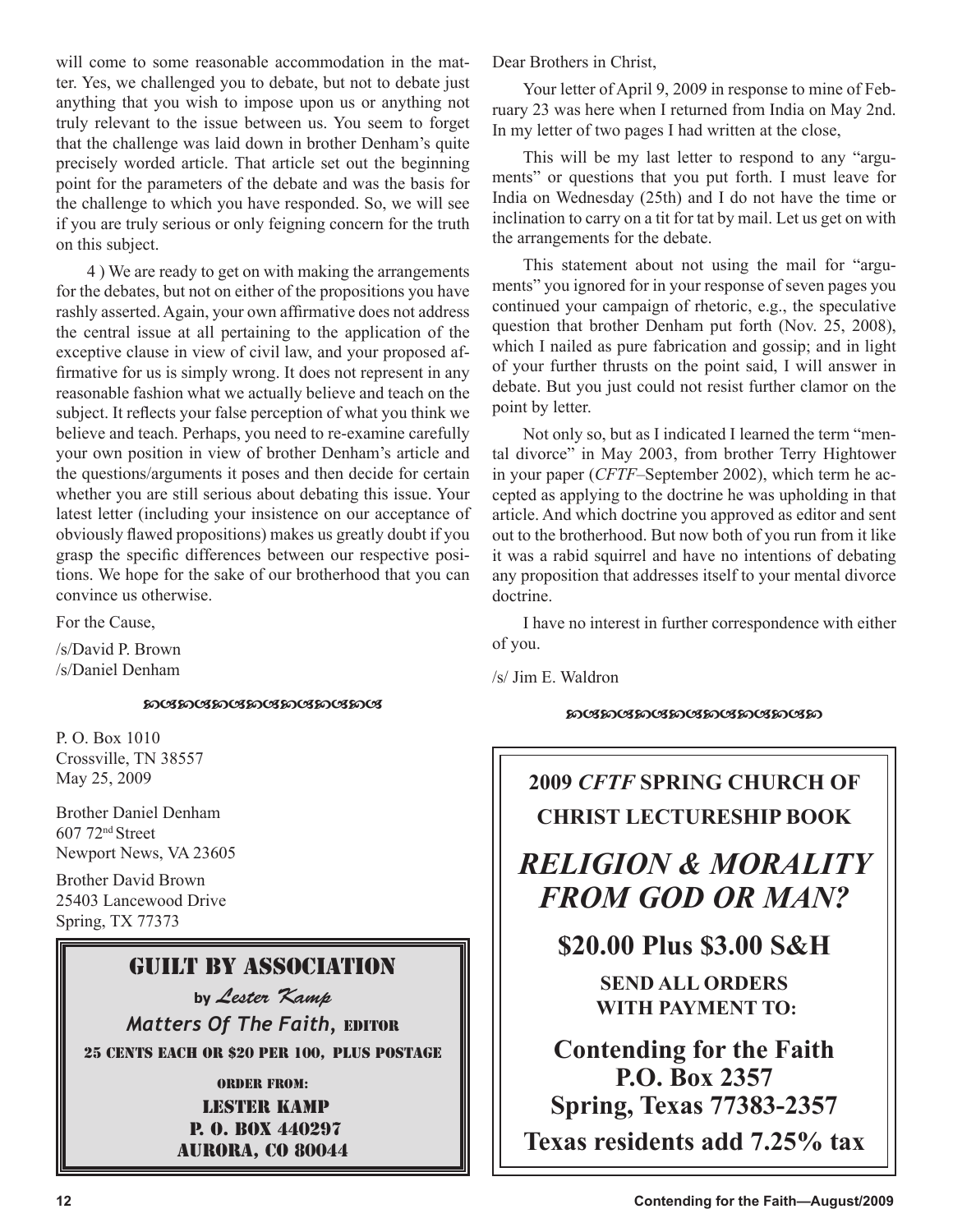will come to some reasonable accommodation in the matter. Yes, we challenged you to debate, but not to debate just anything that you wish to impose upon us or anything not truly relevant to the issue between us. You seem to forget that the challenge was laid down in brother Denham's quite precisely worded article. That article set out the beginning point for the parameters of the debate and was the basis for the challenge to which you have responded. So, we will see if you are truly serious or only feigning concern for the truth on this subject.

4 ) We are ready to get on with making the arrangements for the debates, but not on either of the propositions you have rashly asserted. Again, your own affirmative does not address the central issue at all pertaining to the application of the exceptive clause in view of civil law, and your proposed affirmative for us is simply wrong. It does not represent in any reasonable fashion what we actually believe and teach on the subject. It reflects your false perception of what you think we believe and teach. Perhaps, you need to re-examine carefully your own position in view of brother Denham's article and the questions/arguments it poses and then decide for certain whether you are still serious about debating this issue. Your latest letter (including your insistence on our acceptance of obviously flawed propositions) makes us greatly doubt if you grasp the specific differences between our respective positions. We hope for the sake of our brotherhood that you can convince us otherwise.

For the Cause,

/s/David P. Brown
/s/Daniel Denham

P. O. Box 1010
Crossville, TN 38557
May 25, 2009

Brother Daniel Denham
607 72nd Street
Newport News, VA 23605

Brother David Brown
25403 Lancewood Drive
Spring, TX 77373

Dear Brothers in Christ,

Your letter of April 9, 2009 in response to mine of February 23 was here when I returned from India on May 2nd. In my letter of two pages I had written at the close,

This will be my last letter to respond to any "arguments" or questions that you put forth. I must leave for India on Wednesday (25th) and I do not have the time or inclination to carry on a tit for tat by mail. Let us get on with the arrangements for the debate.

This statement about not using the mail for "arguments" you ignored for in your response of seven pages you continued your campaign of rhetoric, e.g., the speculative question that brother Denham put forth (Nov. 25, 2008), which I nailed as pure fabrication and gossip; and in light of your further thrusts on the point said, I will answer in debate. But you just could not resist further clamor on the point by letter.

Not only so, but as I indicated I learned the term "mental divorce" in May 2003, from brother Terry Hightower in your paper (*CFTF*–September 2002), which term he accepted as applying to the doctrine he was upholding in that article. And which doctrine you approved as editor and sent out to the brotherhood. But now both of you run from it like it was a rabid squirrel and have no intentions of debating any proposition that addresses itself to your mental divorce doctrine.

I have no interest in further correspondence with either of you.

/s/ Jim E. Waldron

---

## GUILT BY ASSOCIATION

**by** *Lester Kamp*

*Matters Of The Faith*, EDITOR

25 CENTS EACH OR $20 PER 100, PLUS POSTAGE

ORDER FROM:

LESTER KAMP
P. O. BOX 440297
AURORA, CO 80044

---

**2009 *CFTF* SPRING CHURCH OF CHRIST LECTURESHIP BOOK**

## *RELIGION & MORALITY FROM GOD OR MAN?*

**$20.00 Plus $3.00 S&H**

**SEND ALL ORDERS WITH PAYMENT TO:**

**Contending for the Faith**
**P.O. Box 2357**
**Spring, Texas 77383-2357**

**Texas residents add 7.25% tax**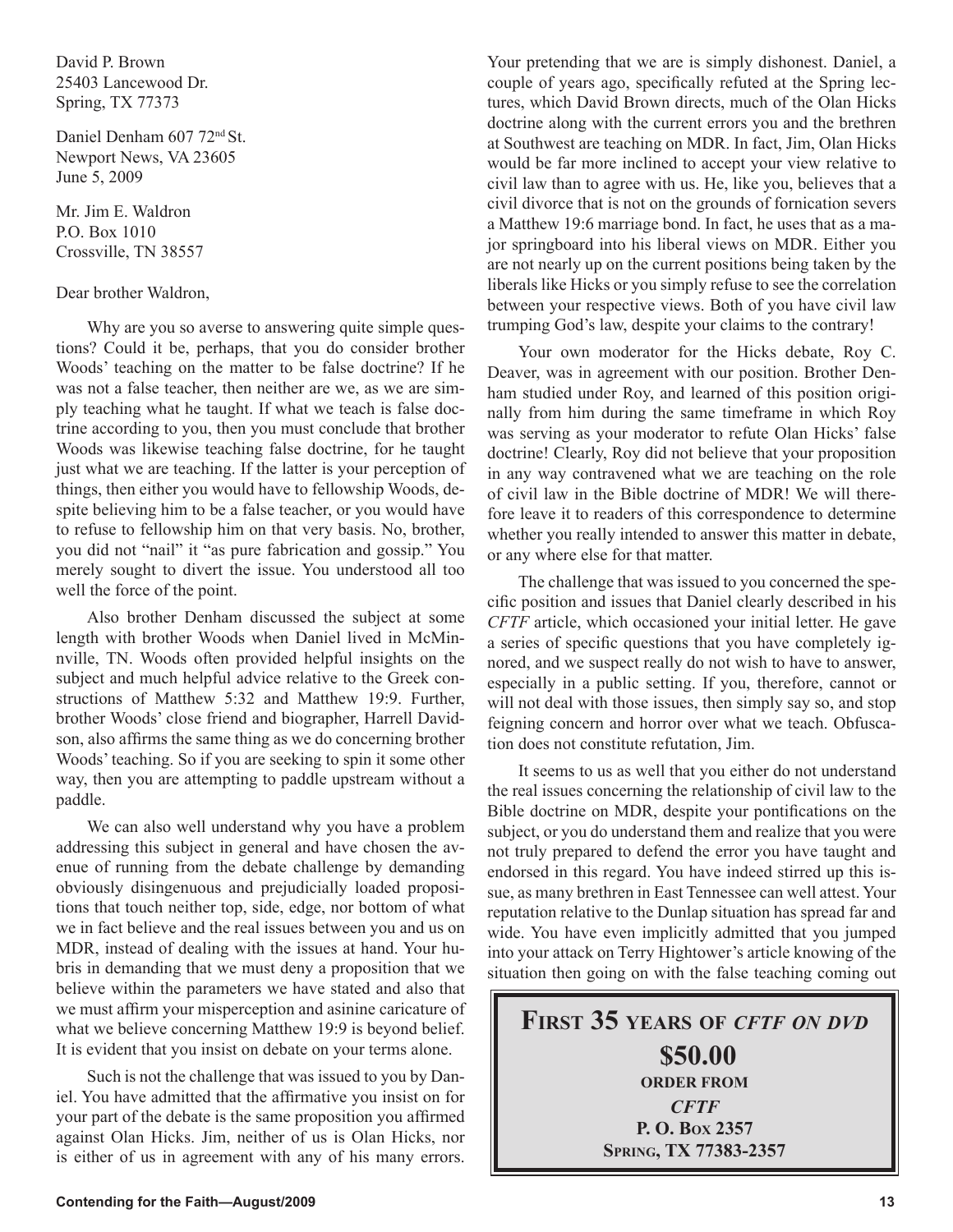David P. Brown
25403 Lancewood Dr.
Spring, TX 77373

Daniel Denham 607 72nd St.
Newport News, VA 23605
June 5, 2009

Mr. Jim E. Waldron
P.O. Box 1010
Crossville, TN 38557

Dear brother Waldron,

Why are you so averse to answering quite simple questions? Could it be, perhaps, that you do consider brother Woods' teaching on the matter to be false doctrine? If he was not a false teacher, then neither are we, as we are simply teaching what he taught. If what we teach is false doctrine according to you, then you must conclude that brother Woods was likewise teaching false doctrine, for he taught just what we are teaching. If the latter is your perception of things, then either you would have to fellowship Woods, despite believing him to be a false teacher, or you would have to refuse to fellowship him on that very basis. No, brother, you did not "nail" it "as pure fabrication and gossip." You merely sought to divert the issue. You understood all too well the force of the point.

Also brother Denham discussed the subject at some length with brother Woods when Daniel lived in McMinnville, TN. Woods often provided helpful insights on the subject and much helpful advice relative to the Greek constructions of Matthew 5:32 and Matthew 19:9. Further, brother Woods' close friend and biographer, Harrell Davidson, also affirms the same thing as we do concerning brother Woods' teaching. So if you are seeking to spin it some other way, then you are attempting to paddle upstream without a paddle.

We can also well understand why you have a problem addressing this subject in general and have chosen the avenue of running from the debate challenge by demanding obviously disingenuous and prejudicially loaded propositions that touch neither top, side, edge, nor bottom of what we in fact believe and the real issues between you and us on MDR, instead of dealing with the issues at hand. Your hubris in demanding that we must deny a proposition that we believe within the parameters we have stated and also that we must affirm your misperception and asinine caricature of what we believe concerning Matthew 19:9 is beyond belief. It is evident that you insist on debate on your terms alone.

Such is not the challenge that was issued to you by Daniel. You have admitted that the affirmative you insist on for your part of the debate is the same proposition you affirmed against Olan Hicks. Jim, neither of us is Olan Hicks, nor is either of us in agreement with any of his many errors. Your pretending that we are is simply dishonest. Daniel, a couple of years ago, specifically refuted at the Spring lectures, which David Brown directs, much of the Olan Hicks doctrine along with the current errors you and the brethren at Southwest are teaching on MDR. In fact, Jim, Olan Hicks would be far more inclined to accept your view relative to civil law than to agree with us. He, like you, believes that a civil divorce that is not on the grounds of fornication severs a Matthew 19:6 marriage bond. In fact, he uses that as a major springboard into his liberal views on MDR. Either you are not nearly up on the current positions being taken by the liberals like Hicks or you simply refuse to see the correlation between your respective views. Both of you have civil law trumping God's law, despite your claims to the contrary!

Your own moderator for the Hicks debate, Roy C. Deaver, was in agreement with our position. Brother Denham studied under Roy, and learned of this position originally from him during the same timeframe in which Roy was serving as your moderator to refute Olan Hicks' false doctrine! Clearly, Roy did not believe that your proposition in any way contravened what we are teaching on the role of civil law in the Bible doctrine of MDR! We will therefore leave it to readers of this correspondence to determine whether you really intended to answer this matter in debate, or any where else for that matter.

The challenge that was issued to you concerned the specific position and issues that Daniel clearly described in his *CFTF* article, which occasioned your initial letter. He gave a series of specific questions that you have completely ignored, and we suspect really do not wish to have to answer, especially in a public setting. If you, therefore, cannot or will not deal with those issues, then simply say so, and stop feigning concern and horror over what we teach. Obfuscation does not constitute refutation, Jim.

It seems to us as well that you either do not understand the real issues concerning the relationship of civil law to the Bible doctrine on MDR, despite your pontifications on the subject, or you do understand them and realize that you were not truly prepared to defend the error you have taught and endorsed in this regard. You have indeed stirred up this issue, as many brethren in East Tennessee can well attest. Your reputation relative to the Dunlap situation has spread far and wide. You have even implicitly admitted that you jumped into your attack on Terry Hightower's article knowing of the situation then going on with the false teaching coming out

**FIRST 35 YEARS OF *CFTF ON DVD***
**$50.00**
**ORDER FROM**
***CFTF***
**P. O. BOX 2357**
**SPRING, TX 77383-2357**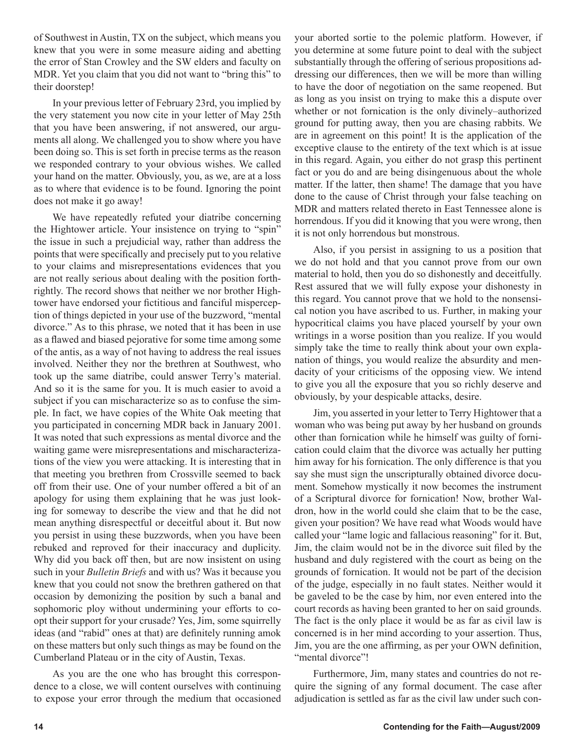of Southwest in Austin, TX on the subject, which means you knew that you were in some measure aiding and abetting the error of Stan Crowley and the SW elders and faculty on MDR. Yet you claim that you did not want to "bring this" to their doorstep!

In your previous letter of February 23rd, you implied by the very statement you now cite in your letter of May 25th that you have been answering, if not answered, our arguments all along. We challenged you to show where you have been doing so. This is set forth in precise terms as the reason we responded contrary to your obvious wishes. We called your hand on the matter. Obviously, you, as we, are at a loss as to where that evidence is to be found. Ignoring the point does not make it go away!

We have repeatedly refuted your diatribe concerning the Hightower article. Your insistence on trying to "spin" the issue in such a prejudicial way, rather than address the points that were specifically and precisely put to you relative to your claims and misrepresentations evidences that you are not really serious about dealing with the position forthrightly. The record shows that neither we nor brother Hightower have endorsed your fictitious and fanciful misperception of things depicted in your use of the buzzword, "mental divorce." As to this phrase, we noted that it has been in use as a flawed and biased pejorative for some time among some of the antis, as a way of not having to address the real issues involved. Neither they nor the brethren at Southwest, who took up the same diatribe, could answer Terry's material. And so it is the same for you. It is much easier to avoid a subject if you can mischaracterize so as to confuse the simple. In fact, we have copies of the White Oak meeting that you participated in concerning MDR back in January 2001. It was noted that such expressions as mental divorce and the waiting game were misrepresentations and mischaracterizations of the view you were attacking. It is interesting that in that meeting you brethren from Crossville seemed to back off from their use. One of your number offered a bit of an apology for using them explaining that he was just looking for someway to describe the view and that he did not mean anything disrespectful or deceitful about it. But now you persist in using these buzzwords, when you have been rebuked and reproved for their inaccuracy and duplicity. Why did you back off then, but are now insistent on using such in your *Bulletin Briefs* and with us? Was it because you knew that you could not snow the brethren gathered on that occasion by demonizing the position by such a banal and sophomoric ploy without undermining your efforts to co-opt their support for your crusade? Yes, Jim, some squirrelly ideas (and "rabid" ones at that) are definitely running amok on these matters but only such things as may be found on the Cumberland Plateau or in the city of Austin, Texas.

As you are the one who has brought this correspondence to a close, we will content ourselves with continuing to expose your error through the medium that occasioned your aborted sortie to the polemic platform. However, if you determine at some future point to deal with the subject substantially through the offering of serious propositions addressing our differences, then we will be more than willing to have the door of negotiation on the same reopened. But as long as you insist on trying to make this a dispute over whether or not fornication is the only divinely–authorized ground for putting away, then you are chasing rabbits. We are in agreement on this point! It is the application of the exceptive clause to the entirety of the text which is at issue in this regard. Again, you either do not grasp this pertinent fact or you do and are being disingenuous about the whole matter. If the latter, then shame! The damage that you have done to the cause of Christ through your false teaching on MDR and matters related thereto in East Tennessee alone is horrendous. If you did it knowing that you were wrong, then it is not only horrendous but monstrous.

Also, if you persist in assigning to us a position that we do not hold and that you cannot prove from our own material to hold, then you do so dishonestly and deceitfully. Rest assured that we will fully expose your dishonesty in this regard. You cannot prove that we hold to the nonsensical notion you have ascribed to us. Further, in making your hypocritical claims you have placed yourself by your own writings in a worse position than you realize. If you would simply take the time to really think about your own explanation of things, you would realize the absurdity and mendacity of your criticisms of the opposing view. We intend to give you all the exposure that you so richly deserve and obviously, by your despicable attacks, desire.

Jim, you asserted in your letter to Terry Hightower that a woman who was being put away by her husband on grounds other than fornication while he himself was guilty of fornication could claim that the divorce was actually her putting him away for his fornication. The only difference is that you say she must sign the unscripturally obtained divorce document. Somehow mystically it now becomes the instrument of a Scriptural divorce for fornication! Now, brother Waldron, how in the world could she claim that to be the case, given your position? We have read what Woods would have called your "lame logic and fallacious reasoning" for it. But, Jim, the claim would not be in the divorce suit filed by the husband and duly registered with the court as being on the grounds of fornication. It would not be part of the decision of the judge, especially in no fault states. Neither would it be gaveled to be the case by him, nor even entered into the court records as having been granted to her on said grounds. The fact is the only place it would be as far as civil law is concerned is in her mind according to your assertion. Thus, Jim, you are the one affirming, as per your OWN definition, "mental divorce"!

Furthermore, Jim, many states and countries do not require the signing of any formal document. The case after adjudication is settled as far as the civil law under such con-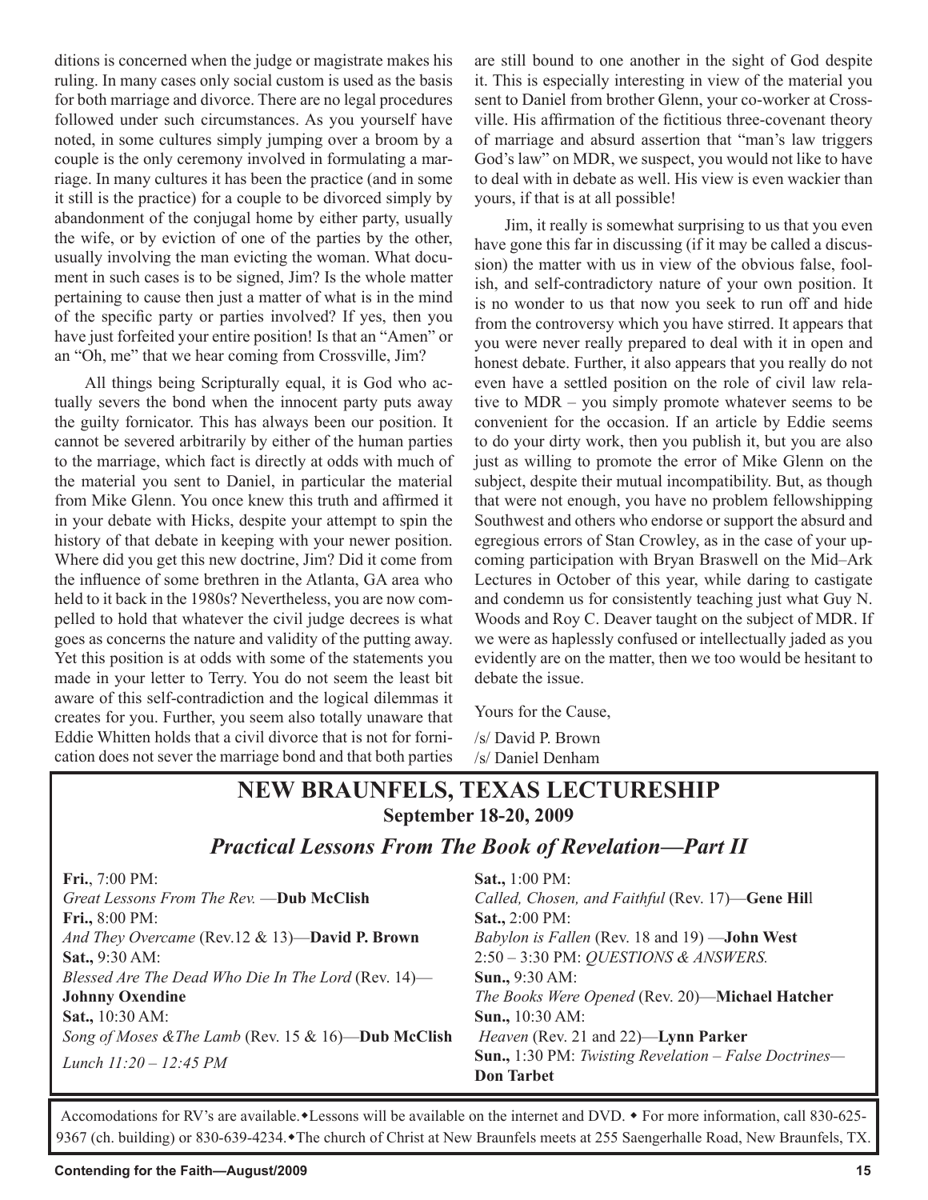ditions is concerned when the judge or magistrate makes his ruling. In many cases only social custom is used as the basis for both marriage and divorce. There are no legal procedures followed under such circumstances. As you yourself have noted, in some cultures simply jumping over a broom by a couple is the only ceremony involved in formulating a marriage. In many cultures it has been the practice (and in some it still is the practice) for a couple to be divorced simply by abandonment of the conjugal home by either party, usually the wife, or by eviction of one of the parties by the other, usually involving the man evicting the woman. What document in such cases is to be signed, Jim? Is the whole matter pertaining to cause then just a matter of what is in the mind of the specific party or parties involved? If yes, then you have just forfeited your entire position! Is that an "Amen" or an "Oh, me" that we hear coming from Crossville, Jim?

All things being Scripturally equal, it is God who actually severs the bond when the innocent party puts away the guilty fornicator. This has always been our position. It cannot be severed arbitrarily by either of the human parties to the marriage, which fact is directly at odds with much of the material you sent to Daniel, in particular the material from Mike Glenn. You once knew this truth and affirmed it in your debate with Hicks, despite your attempt to spin the history of that debate in keeping with your newer position. Where did you get this new doctrine, Jim? Did it come from the influence of some brethren in the Atlanta, GA area who held to it back in the 1980s? Nevertheless, you are now compelled to hold that whatever the civil judge decrees is what goes as concerns the nature and validity of the putting away. Yet this position is at odds with some of the statements you made in your letter to Terry. You do not seem the least bit aware of this self-contradiction and the logical dilemmas it creates for you. Further, you seem also totally unaware that Eddie Whitten holds that a civil divorce that is not for fornication does not sever the marriage bond and that both parties are still bound to one another in the sight of God despite it. This is especially interesting in view of the material you sent to Daniel from brother Glenn, your co-worker at Crossville. His affirmation of the fictitious three-covenant theory of marriage and absurd assertion that "man's law triggers God's law" on MDR, we suspect, you would not like to have to deal with in debate as well. His view is even wackier than yours, if that is at all possible!

Jim, it really is somewhat surprising to us that you even have gone this far in discussing (if it may be called a discussion) the matter with us in view of the obvious false, foolish, and self-contradictory nature of your own position. It is no wonder to us that now you seek to run off and hide from the controversy which you have stirred. It appears that you were never really prepared to deal with it in open and honest debate. Further, it also appears that you really do not even have a settled position on the role of civil law relative to MDR – you simply promote whatever seems to be convenient for the occasion. If an article by Eddie seems to do your dirty work, then you publish it, but you are also just as willing to promote the error of Mike Glenn on the subject, despite their mutual incompatibility. But, as though that were not enough, you have no problem fellowshipping Southwest and others who endorse or support the absurd and egregious errors of Stan Crowley, as in the case of your upcoming participation with Bryan Braswell on the Mid–Ark Lectures in October of this year, while daring to castigate and condemn us for consistently teaching just what Guy N. Woods and Roy C. Deaver taught on the subject of MDR. If we were as haplessly confused or intellectually jaded as you evidently are on the matter, then we too would be hesitant to debate the issue.

Yours for the Cause,

/s/ David P. Brown
/s/ Daniel Denham

## NEW BRAUNFELS, TEXAS LECTURESHIP

**September 18-20, 2009**

### *Practical Lessons From The Book of Revelation—Part II*

**Fri.**, 7:00 PM:
*Great Lessons From The Rev.* —**Dub McClish**

**Fri.,** 8:00 PM:
*And They Overcame* (Rev.12 & 13)—**David P. Brown**

**Sat.,** 9:30 AM:
*Blessed Are The Dead Who Die In The Lord* (Rev. 14)—**Johnny Oxendine**

**Sat.,** 10:30 AM:
*Song of Moses &The Lamb* (Rev. 15 & 16)—**Dub McClish**

*Lunch 11:20 – 12:45 PM*

**Sat.,** 1:00 PM:
*Called, Chosen, and Faithful* (Rev. 17)—**Gene Hill**

**Sat.,** 2:00 PM:
*Babylon is Fallen* (Rev. 18 and 19) —**John West**

2:50 – 3:30 PM: *QUESTIONS & ANSWERS.*

**Sun.,** 9:30 AM:
*The Books Were Opened* (Rev. 20)—**Michael Hatcher**

**Sun.,** 10:30 AM:
*Heaven* (Rev. 21 and 22)—**Lynn Parker**

**Sun.,** 1:30 PM: *Twisting Revelation – False Doctrines*—**Don Tarbet**

Accomodations for RV's are available.◆Lessons will be available on the internet and DVD. ◆ For more information, call 830-625-9367 (ch. building) or 830-639-4234.◆The church of Christ at New Braunfels meets at 255 Saengerhalle Road, New Braunfels, TX.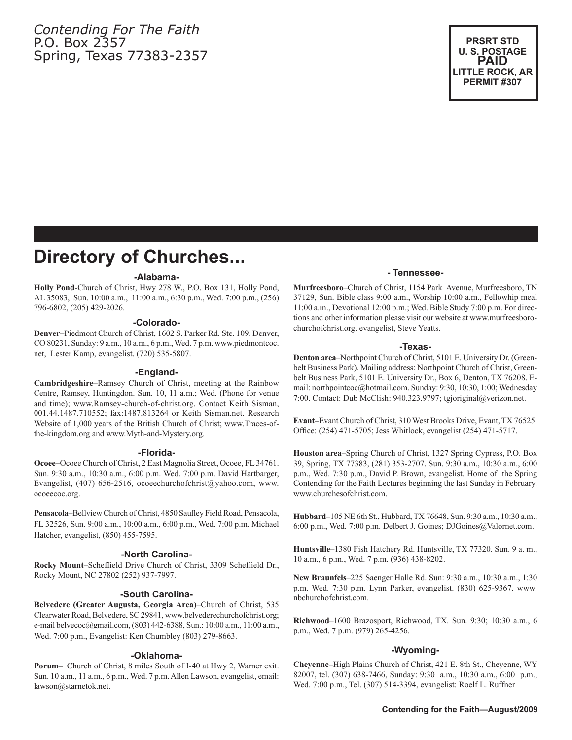*Contending For The Faith*
P.O. Box 2357
Spring, Texas 77383-2357

PRSRT STD
U. S. POSTAGE
**PAID**
LITTLE ROCK, AR
PERMIT #307

# Directory of Churches...

### -Alabama-

**Holly Pond**-Church of Christ, Hwy 278 W., P.O. Box 131, Holly Pond, AL 35083, Sun. 10:00 a.m., 11:00 a.m., 6:30 p.m., Wed. 7:00 p.m., (256) 796-6802, (205) 429-2026.

### -Colorado-

**Denver**–Piedmont Church of Christ, 1602 S. Parker Rd. Ste. 109, Denver, CO 80231, Sunday: 9 a.m., 10 a.m., 6 p.m., Wed. 7 p.m. www.piedmontcoc.net, Lester Kamp, evangelist. (720) 535-5807.

### -England-

**Cambridgeshire**–Ramsey Church of Christ, meeting at the Rainbow Centre, Ramsey, Huntingdon. Sun. 10, 11 a.m.; Wed. (Phone for venue and time); www.Ramsey-church-of-christ.org. Contact Keith Sisman, 001.44.1487.710552; fax:1487.813264 or Keith Sisman.net. Research Website of 1,000 years of the British Church of Christ; www.Traces-of-the-kingdom.org and www.Myth-and-Mystery.org.

### -Florida-

**Ocoee–**Ocoee Church of Christ, 2 East Magnolia Street, Ocoee, FL 34761. Sun. 9:30 a.m., 10:30 a.m., 6:00 p.m. Wed. 7:00 p.m. David Hartbarger, Evangelist, (407) 656-2516, ocoeechurchofchrist@yahoo.com, www.ocoeecoc.org.

**Pensacola**–Bellview Church of Christ, 4850 Saufley Field Road, Pensacola, FL 32526, Sun. 9:00 a.m., 10:00 a.m., 6:00 p.m., Wed. 7:00 p.m. Michael Hatcher, evangelist, (850) 455-7595.

### -North Carolina-

**Rocky Mount**–Scheffield Drive Church of Christ, 3309 Scheffield Dr., Rocky Mount, NC 27802 (252) 937-7997.

### -South Carolina-

**Belvedere (Greater Augusta, Georgia Area)**–Church of Christ, 535 Clearwater Road, Belvedere, SC 29841, www.belvederechurchofchrist.org; e-mail belvecoc@gmail.com, (803) 442-6388, Sun.: 10:00 a.m., 11:00 a.m., Wed. 7:00 p.m., Evangelist: Ken Chumbley (803) 279-8663.

### -Oklahoma-

**Porum–** Church of Christ, 8 miles South of I-40 at Hwy 2, Warner exit. Sun. 10 a.m., 11 a.m., 6 p.m., Wed. 7 p.m. Allen Lawson, evangelist, email: lawson@starnetok.net.

### - Tennessee-

**Murfreesboro**–Church of Christ, 1154 Park Avenue, Murfreesboro, TN 37129, Sun. Bible class 9:00 a.m., Worship 10:00 a.m., Fellowhip meal 11:00 a.m., Devotional 12:00 p.m.; Wed. Bible Study 7:00 p.m. For directions and other information please visit our website at www.murfreesborochurchofchrist.org. evangelist, Steve Yeatts.

### -Texas-

**Denton area**–Northpoint Church of Christ, 5101 E. University Dr. (Greenbelt Business Park). Mailing address: Northpoint Church of Christ, Greenbelt Business Park, 5101 E. University Dr., Box 6, Denton, TX 76208. E-mail: northpointcoc@hotmail.com. Sunday: 9:30, 10:30, 1:00; Wednesday 7:00. Contact: Dub McClish: 940.323.9797; tgjoriginal@verizon.net.

**Evant–**Evant Church of Christ, 310 West Brooks Drive, Evant, TX 76525. Office: (254) 471-5705; Jess Whitlock, evangelist (254) 471-5717.

**Houston area**–Spring Church of Christ, 1327 Spring Cypress, P.O. Box 39, Spring, TX 77383, (281) 353-2707. Sun. 9:30 a.m., 10:30 a.m., 6:00 p.m., Wed. 7:30 p.m., David P. Brown, evangelist. Home of the Spring Contending for the Faith Lectures beginning the last Sunday in February. www.churchesofchrist.com.

**Hubbard**–105 NE 6th St., Hubbard, TX 76648, Sun. 9:30 a.m., 10:30 a.m., 6:00 p.m., Wed. 7:00 p.m. Delbert J. Goines; DJGoines@Valornet.com.

**Huntsville**–1380 Fish Hatchery Rd. Huntsville, TX 77320. Sun. 9 a. m., 10 a.m., 6 p.m., Wed. 7 p.m. (936) 438-8202.

**New Braunfels**–225 Saenger Halle Rd. Sun: 9:30 a.m., 10:30 a.m., 1:30 p.m. Wed. 7:30 p.m. Lynn Parker, evangelist. (830) 625-9367. www.nbchurchofchrist.com.

**Richwood**–1600 Brazosport, Richwood, TX. Sun. 9:30; 10:30 a.m., 6 p.m., Wed. 7 p.m. (979) 265-4256.

### -Wyoming-

**Cheyenne**–High Plains Church of Christ, 421 E. 8th St., Cheyenne, WY 82007, tel. (307) 638-7466, Sunday: 9:30 a.m., 10:30 a.m., 6:00 p.m., Wed. 7:00 p.m., Tel. (307) 514-3394, evangelist: Roelf L. Ruffner